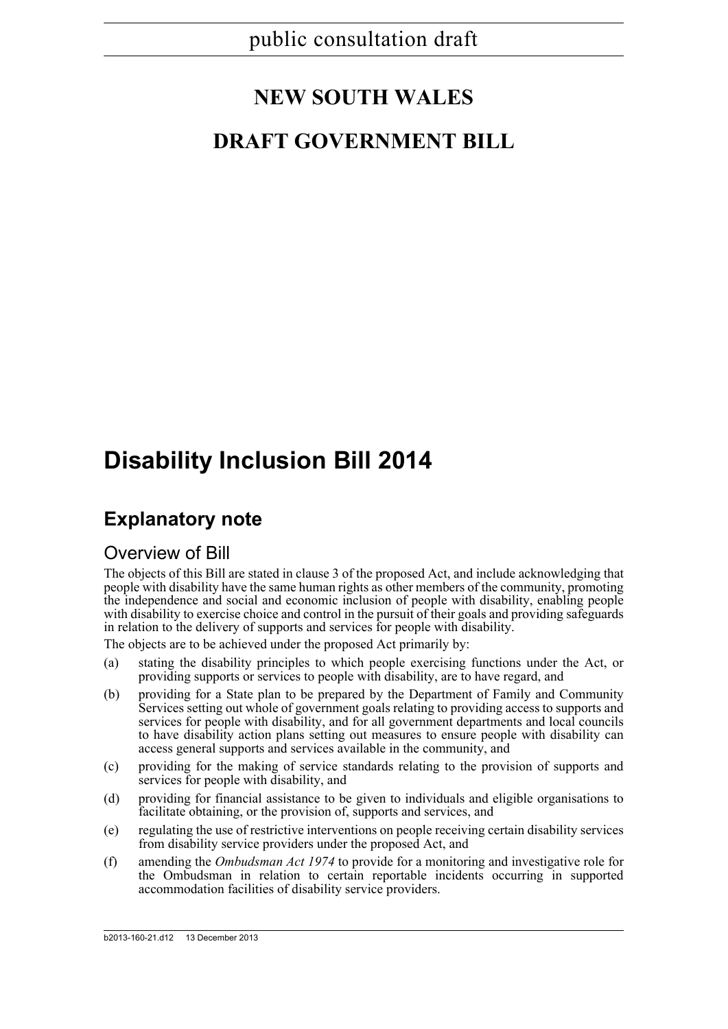public consultation draft

# NEW SOUTH WALES

# DRAFT GOVERNMENT BILL

# Disability Inclusion Bill 2014

## Explanatory note

### Overview of Bill

The objects of this Bill are stated in clause 3 of the proposed Act, and include acknowledging that people with disability have the same human rights as other members of the community, promoting the independence and social and economic inclusion of people with disability, enabling people with disability to exercise choice and control in the pursuit of their goals and providing safeguards in relation to the delivery of supports and services for people with disability.

The objects are to be achieved under the proposed Act primarily by:

(a) stating the disability principles to which people exercising functions under the Act, or providing supports or services to people with disability, are to have regard, and

(b) providing for a State plan to be prepared by the Department of Family and Community Services setting out whole of government goals relating to providing access to supports and services for people with disability, and for all government departments and local councils to have disability action plans setting out measures to ensure people with disability can access general supports and services available in the community, and

(c) providing for the making of service standards relating to the provision of supports and services for people with disability, and

(d) providing for financial assistance to be given to individuals and eligible organisations to facilitate obtaining, or the provision of, supports and services, and

(e) regulating the use of restrictive interventions on people receiving certain disability services from disability service providers under the proposed Act, and

(f) amending the *Ombudsman Act 1974* to provide for a monitoring and investigative role for the Ombudsman in relation to certain reportable incidents occurring in supported accommodation facilities of disability service providers.

b2013-160-21.d12 13 December 2013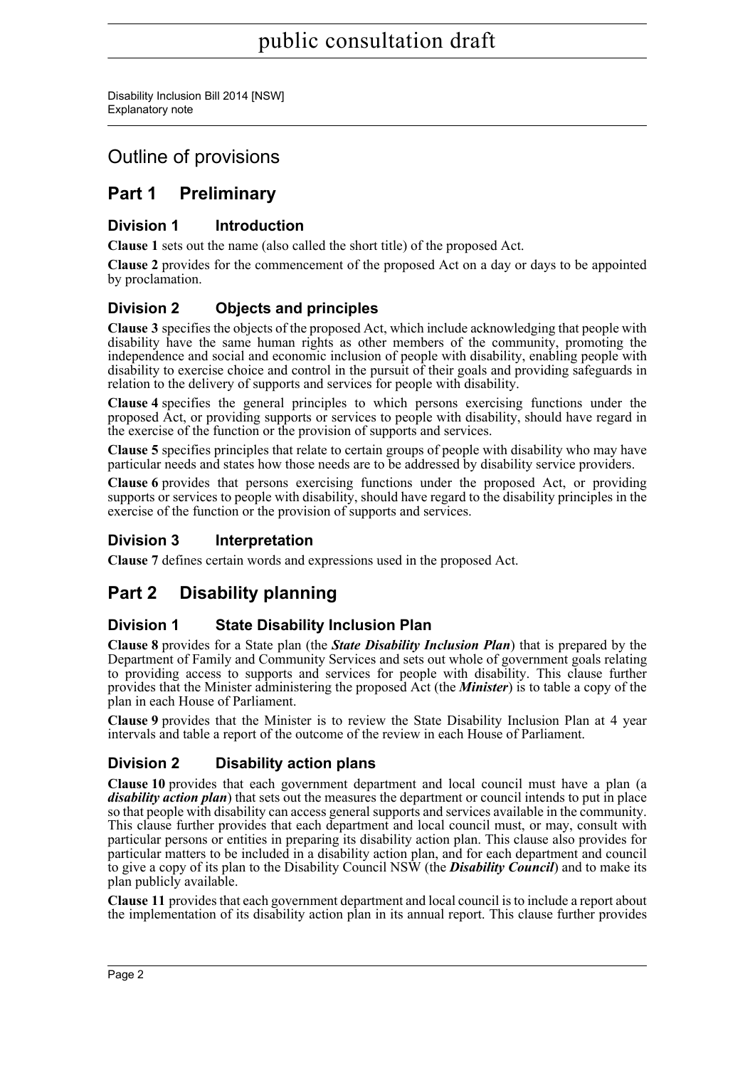# Outline of provisions

## Part 1 Preliminary

### Division 1 Introduction

**Clause 1** sets out the name (also called the short title) of the proposed Act.

**Clause 2** provides for the commencement of the proposed Act on a day or days to be appointed by proclamation.

### Division 2 Objects and principles

**Clause 3** specifies the objects of the proposed Act, which include acknowledging that people with disability have the same human rights as other members of the community, promoting the independence and social and economic inclusion of people with disability, enabling people with disability to exercise choice and control in the pursuit of their goals and providing safeguards in relation to the delivery of supports and services for people with disability.

**Clause 4** specifies the general principles to which persons exercising functions under the proposed Act, or providing supports or services to people with disability, should have regard in the exercise of the function or the provision of supports and services.

**Clause 5** specifies principles that relate to certain groups of people with disability who may have particular needs and states how those needs are to be addressed by disability service providers.

**Clause 6** provides that persons exercising functions under the proposed Act, or providing supports or services to people with disability, should have regard to the disability principles in the exercise of the function or the provision of supports and services.

### Division 3 Interpretation

**Clause 7** defines certain words and expressions used in the proposed Act.

## Part 2 Disability planning

### Division 1 State Disability Inclusion Plan

**Clause 8** provides for a State plan (the ***State Disability Inclusion Plan***) that is prepared by the Department of Family and Community Services and sets out whole of government goals relating to providing access to supports and services for people with disability. This clause further provides that the Minister administering the proposed Act (the ***Minister***) is to table a copy of the plan in each House of Parliament.

**Clause 9** provides that the Minister is to review the State Disability Inclusion Plan at 4 year intervals and table a report of the outcome of the review in each House of Parliament.

### Division 2 Disability action plans

**Clause 10** provides that each government department and local council must have a plan (a ***disability action plan***) that sets out the measures the department or council intends to put in place so that people with disability can access general supports and services available in the community. This clause further provides that each department and local council must, or may, consult with particular persons or entities in preparing its disability action plan. This clause also provides for particular matters to be included in a disability action plan, and for each department and council to give a copy of its plan to the Disability Council NSW (the ***Disability Council***) and to make its plan publicly available.

**Clause 11** provides that each government department and local council is to include a report about the implementation of its disability action plan in its annual report. This clause further provides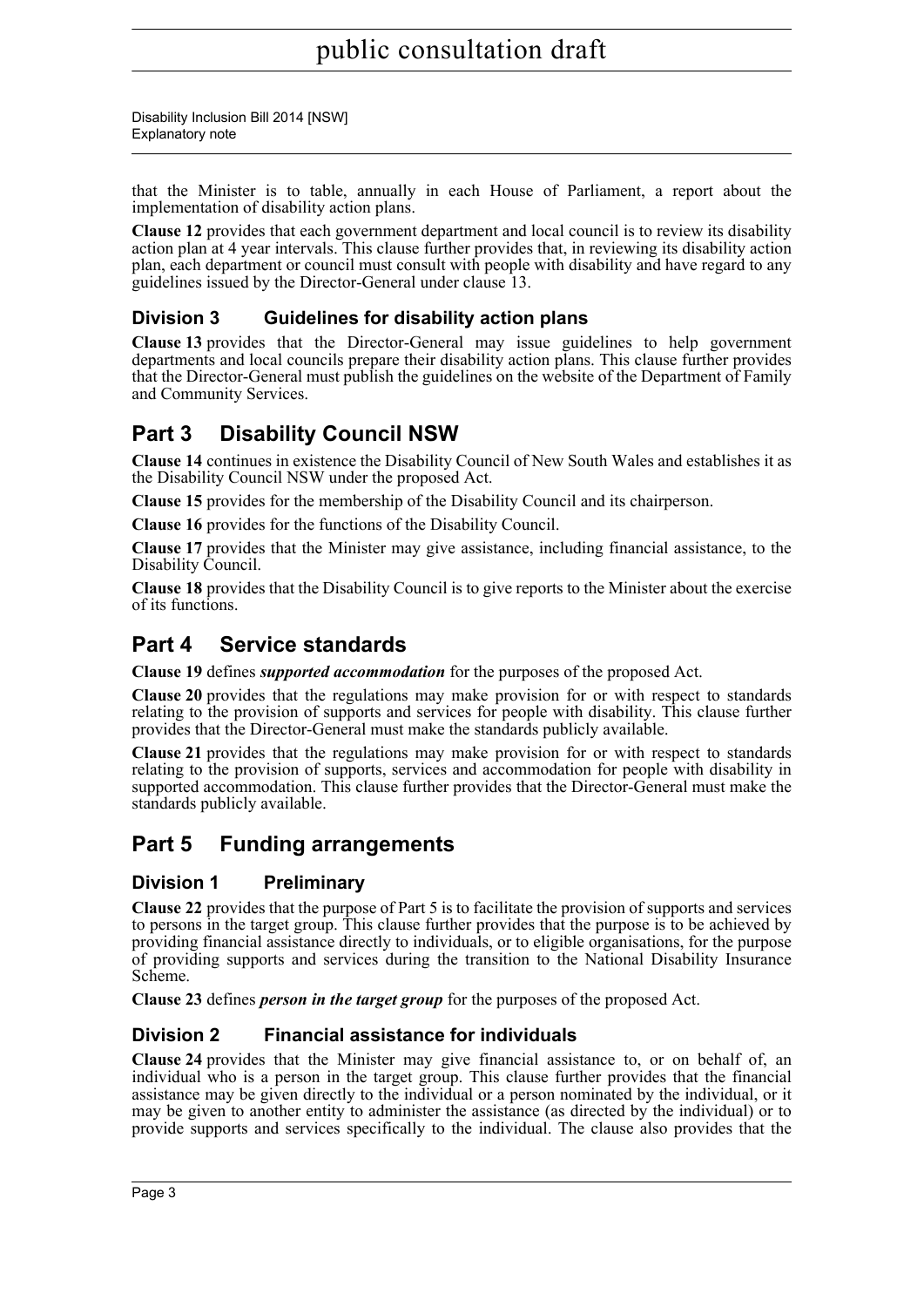that the Minister is to table, annually in each House of Parliament, a report about the implementation of disability action plans.

**Clause 12** provides that each government department and local council is to review its disability action plan at 4 year intervals. This clause further provides that, in reviewing its disability action plan, each department or council must consult with people with disability and have regard to any guidelines issued by the Director-General under clause 13.

### Division 3 Guidelines for disability action plans

**Clause 13** provides that the Director-General may issue guidelines to help government departments and local councils prepare their disability action plans. This clause further provides that the Director-General must publish the guidelines on the website of the Department of Family and Community Services.

## Part 3 Disability Council NSW

**Clause 14** continues in existence the Disability Council of New South Wales and establishes it as the Disability Council NSW under the proposed Act.

**Clause 15** provides for the membership of the Disability Council and its chairperson.

**Clause 16** provides for the functions of the Disability Council.

**Clause 17** provides that the Minister may give assistance, including financial assistance, to the Disability Council.

**Clause 18** provides that the Disability Council is to give reports to the Minister about the exercise of its functions.

## Part 4 Service standards

**Clause 19** defines ***supported accommodation*** for the purposes of the proposed Act.

**Clause 20** provides that the regulations may make provision for or with respect to standards relating to the provision of supports and services for people with disability. This clause further provides that the Director-General must make the standards publicly available.

**Clause 21** provides that the regulations may make provision for or with respect to standards relating to the provision of supports, services and accommodation for people with disability in supported accommodation. This clause further provides that the Director-General must make the standards publicly available.

## Part 5 Funding arrangements

### Division 1 Preliminary

**Clause 22** provides that the purpose of Part 5 is to facilitate the provision of supports and services to persons in the target group. This clause further provides that the purpose is to be achieved by providing financial assistance directly to individuals, or to eligible organisations, for the purpose of providing supports and services during the transition to the National Disability Insurance Scheme.

**Clause 23** defines ***person in the target group*** for the purposes of the proposed Act.

### Division 2 Financial assistance for individuals

**Clause 24** provides that the Minister may give financial assistance to, or on behalf of, an individual who is a person in the target group. This clause further provides that the financial assistance may be given directly to the individual or a person nominated by the individual, or it may be given to another entity to administer the assistance (as directed by the individual) or to provide supports and services specifically to the individual. The clause also provides that the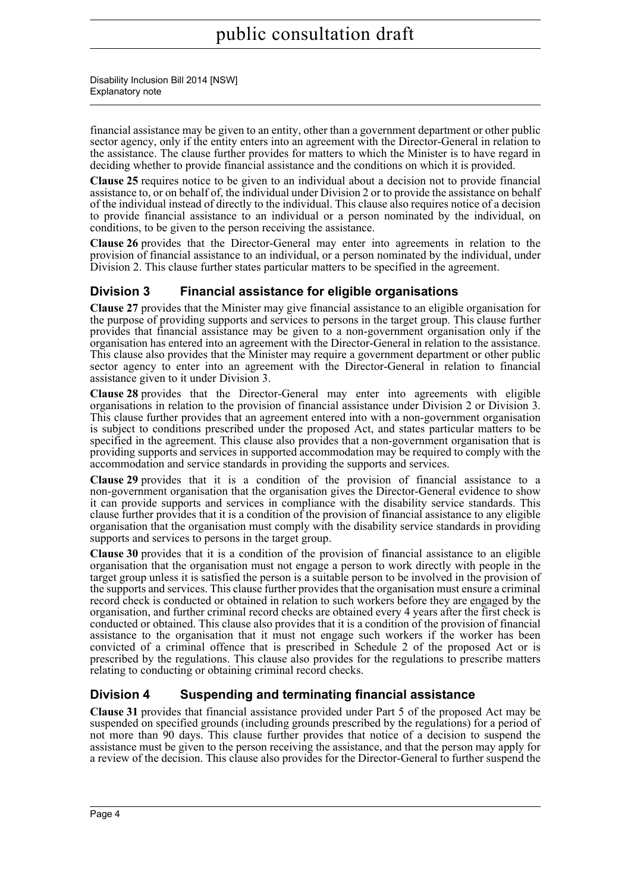financial assistance may be given to an entity, other than a government department or other public sector agency, only if the entity enters into an agreement with the Director-General in relation to the assistance. The clause further provides for matters to which the Minister is to have regard in deciding whether to provide financial assistance and the conditions on which it is provided.

**Clause 25** requires notice to be given to an individual about a decision not to provide financial assistance to, or on behalf of, the individual under Division 2 or to provide the assistance on behalf of the individual instead of directly to the individual. This clause also requires notice of a decision to provide financial assistance to an individual or a person nominated by the individual, on conditions, to be given to the person receiving the assistance.

**Clause 26** provides that the Director-General may enter into agreements in relation to the provision of financial assistance to an individual, or a person nominated by the individual, under Division 2. This clause further states particular matters to be specified in the agreement.

## Division 3 Financial assistance for eligible organisations

**Clause 27** provides that the Minister may give financial assistance to an eligible organisation for the purpose of providing supports and services to persons in the target group. This clause further provides that financial assistance may be given to a non-government organisation only if the organisation has entered into an agreement with the Director-General in relation to the assistance. This clause also provides that the Minister may require a government department or other public sector agency to enter into an agreement with the Director-General in relation to financial assistance given to it under Division 3.

**Clause 28** provides that the Director-General may enter into agreements with eligible organisations in relation to the provision of financial assistance under Division 2 or Division 3. This clause further provides that an agreement entered into with a non-government organisation is subject to conditions prescribed under the proposed Act, and states particular matters to be specified in the agreement. This clause also provides that a non-government organisation that is providing supports and services in supported accommodation may be required to comply with the accommodation and service standards in providing the supports and services.

**Clause 29** provides that it is a condition of the provision of financial assistance to a non-government organisation that the organisation gives the Director-General evidence to show it can provide supports and services in compliance with the disability service standards. This clause further provides that it is a condition of the provision of financial assistance to any eligible organisation that the organisation must comply with the disability service standards in providing supports and services to persons in the target group.

**Clause 30** provides that it is a condition of the provision of financial assistance to an eligible organisation that the organisation must not engage a person to work directly with people in the target group unless it is satisfied the person is a suitable person to be involved in the provision of the supports and services. This clause further provides that the organisation must ensure a criminal record check is conducted or obtained in relation to such workers before they are engaged by the organisation, and further criminal record checks are obtained every 4 years after the first check is conducted or obtained. This clause also provides that it is a condition of the provision of financial assistance to the organisation that it must not engage such workers if the worker has been convicted of a criminal offence that is prescribed in Schedule 2 of the proposed Act or is prescribed by the regulations. This clause also provides for the regulations to prescribe matters relating to conducting or obtaining criminal record checks.

## Division 4 Suspending and terminating financial assistance

**Clause 31** provides that financial assistance provided under Part 5 of the proposed Act may be suspended on specified grounds (including grounds prescribed by the regulations) for a period of not more than 90 days. This clause further provides that notice of a decision to suspend the assistance must be given to the person receiving the assistance, and that the person may apply for a review of the decision. This clause also provides for the Director-General to further suspend the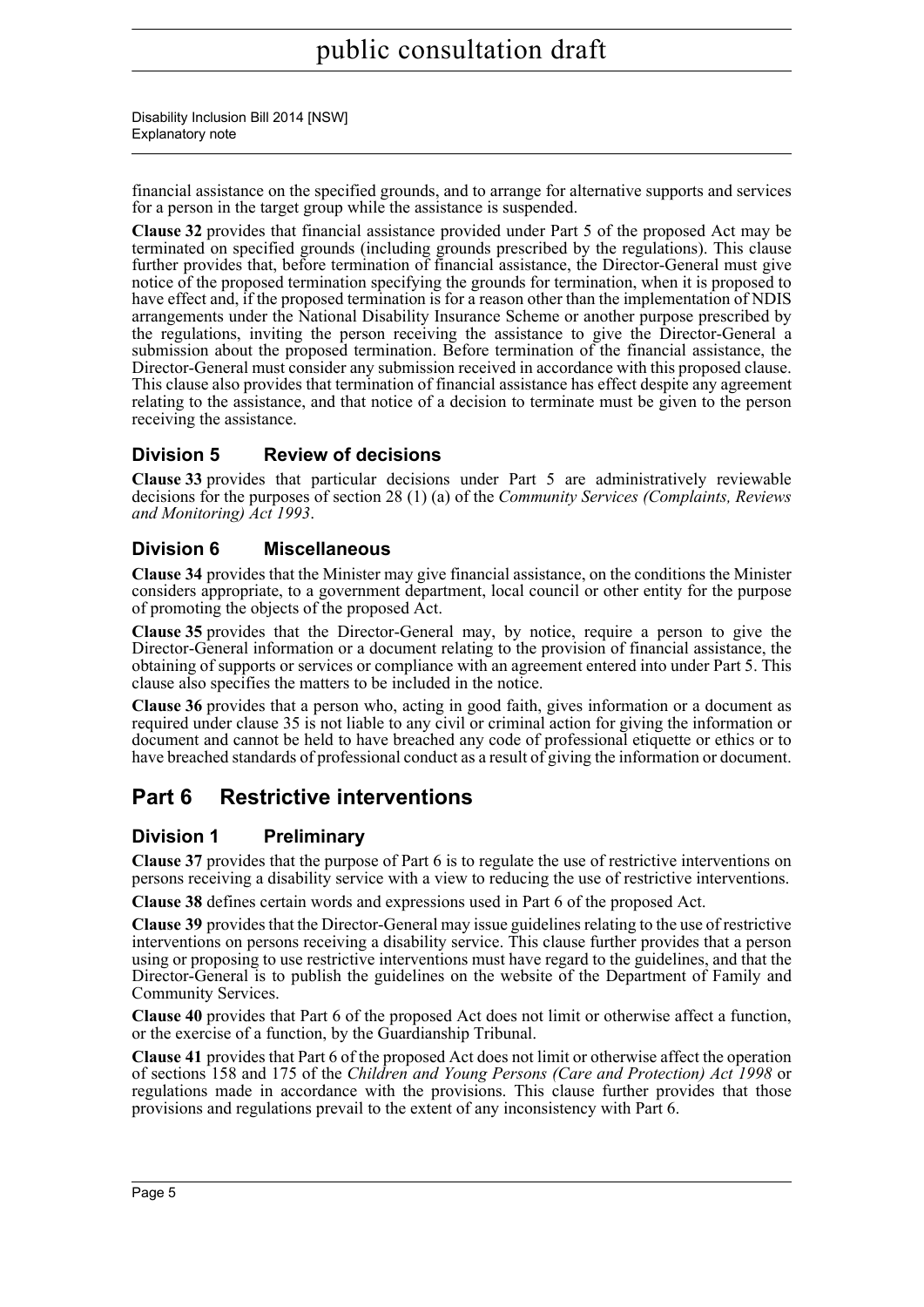financial assistance on the specified grounds, and to arrange for alternative supports and services for a person in the target group while the assistance is suspended.

**Clause 32** provides that financial assistance provided under Part 5 of the proposed Act may be terminated on specified grounds (including grounds prescribed by the regulations). This clause further provides that, before termination of financial assistance, the Director-General must give notice of the proposed termination specifying the grounds for termination, when it is proposed to have effect and, if the proposed termination is for a reason other than the implementation of NDIS arrangements under the National Disability Insurance Scheme or another purpose prescribed by the regulations, inviting the person receiving the assistance to give the Director-General a submission about the proposed termination. Before termination of the financial assistance, the Director-General must consider any submission received in accordance with this proposed clause. This clause also provides that termination of financial assistance has effect despite any agreement relating to the assistance, and that notice of a decision to terminate must be given to the person receiving the assistance.

### Division 5 Review of decisions

**Clause 33** provides that particular decisions under Part 5 are administratively reviewable decisions for the purposes of section 28 (1) (a) of the *Community Services (Complaints, Reviews and Monitoring) Act 1993*.

### Division 6 Miscellaneous

**Clause 34** provides that the Minister may give financial assistance, on the conditions the Minister considers appropriate, to a government department, local council or other entity for the purpose of promoting the objects of the proposed Act.

**Clause 35** provides that the Director-General may, by notice, require a person to give the Director-General information or a document relating to the provision of financial assistance, the obtaining of supports or services or compliance with an agreement entered into under Part 5. This clause also specifies the matters to be included in the notice.

**Clause 36** provides that a person who, acting in good faith, gives information or a document as required under clause 35 is not liable to any civil or criminal action for giving the information or document and cannot be held to have breached any code of professional etiquette or ethics or to have breached standards of professional conduct as a result of giving the information or document.

## Part 6 Restrictive interventions

### Division 1 Preliminary

**Clause 37** provides that the purpose of Part 6 is to regulate the use of restrictive interventions on persons receiving a disability service with a view to reducing the use of restrictive interventions.

**Clause 38** defines certain words and expressions used in Part 6 of the proposed Act.

**Clause 39** provides that the Director-General may issue guidelines relating to the use of restrictive interventions on persons receiving a disability service. This clause further provides that a person using or proposing to use restrictive interventions must have regard to the guidelines, and that the Director-General is to publish the guidelines on the website of the Department of Family and Community Services.

**Clause 40** provides that Part 6 of the proposed Act does not limit or otherwise affect a function, or the exercise of a function, by the Guardianship Tribunal.

**Clause 41** provides that Part 6 of the proposed Act does not limit or otherwise affect the operation of sections 158 and 175 of the *Children and Young Persons (Care and Protection) Act 1998* or regulations made in accordance with the provisions. This clause further provides that those provisions and regulations prevail to the extent of any inconsistency with Part 6.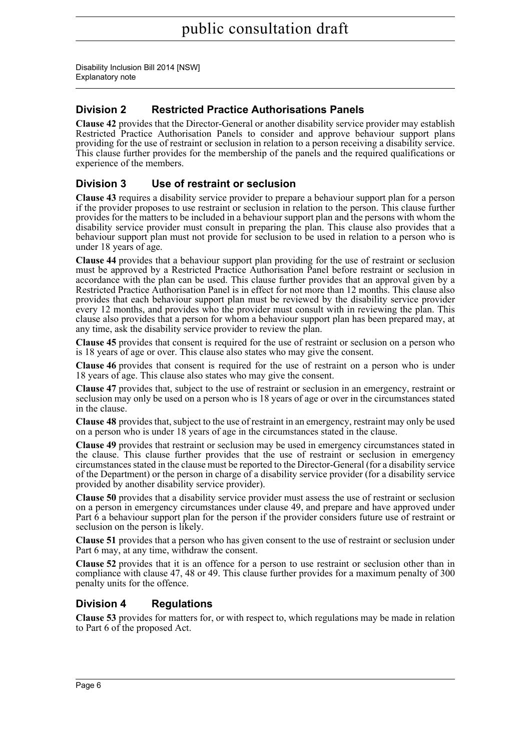## Division 2 Restricted Practice Authorisations Panels

**Clause 42** provides that the Director-General or another disability service provider may establish Restricted Practice Authorisation Panels to consider and approve behaviour support plans providing for the use of restraint or seclusion in relation to a person receiving a disability service. This clause further provides for the membership of the panels and the required qualifications or experience of the members.

## Division 3 Use of restraint or seclusion

**Clause 43** requires a disability service provider to prepare a behaviour support plan for a person if the provider proposes to use restraint or seclusion in relation to the person. This clause further provides for the matters to be included in a behaviour support plan and the persons with whom the disability service provider must consult in preparing the plan. This clause also provides that a behaviour support plan must not provide for seclusion to be used in relation to a person who is under 18 years of age.

**Clause 44** provides that a behaviour support plan providing for the use of restraint or seclusion must be approved by a Restricted Practice Authorisation Panel before restraint or seclusion in accordance with the plan can be used. This clause further provides that an approval given by a Restricted Practice Authorisation Panel is in effect for not more than 12 months. This clause also provides that each behaviour support plan must be reviewed by the disability service provider every 12 months, and provides who the provider must consult with in reviewing the plan. This clause also provides that a person for whom a behaviour support plan has been prepared may, at any time, ask the disability service provider to review the plan.

**Clause 45** provides that consent is required for the use of restraint or seclusion on a person who is 18 years of age or over. This clause also states who may give the consent.

**Clause 46** provides that consent is required for the use of restraint on a person who is under 18 years of age. This clause also states who may give the consent.

**Clause 47** provides that, subject to the use of restraint or seclusion in an emergency, restraint or seclusion may only be used on a person who is 18 years of age or over in the circumstances stated in the clause.

**Clause 48** provides that, subject to the use of restraint in an emergency, restraint may only be used on a person who is under 18 years of age in the circumstances stated in the clause.

**Clause 49** provides that restraint or seclusion may be used in emergency circumstances stated in the clause. This clause further provides that the use of restraint or seclusion in emergency circumstances stated in the clause must be reported to the Director-General (for a disability service of the Department) or the person in charge of a disability service provider (for a disability service provided by another disability service provider).

**Clause 50** provides that a disability service provider must assess the use of restraint or seclusion on a person in emergency circumstances under clause 49, and prepare and have approved under Part 6 a behaviour support plan for the person if the provider considers future use of restraint or seclusion on the person is likely.

**Clause 51** provides that a person who has given consent to the use of restraint or seclusion under Part 6 may, at any time, withdraw the consent.

**Clause 52** provides that it is an offence for a person to use restraint or seclusion other than in compliance with clause 47, 48 or 49. This clause further provides for a maximum penalty of 300 penalty units for the offence.

## Division 4 Regulations

**Clause 53** provides for matters for, or with respect to, which regulations may be made in relation to Part 6 of the proposed Act.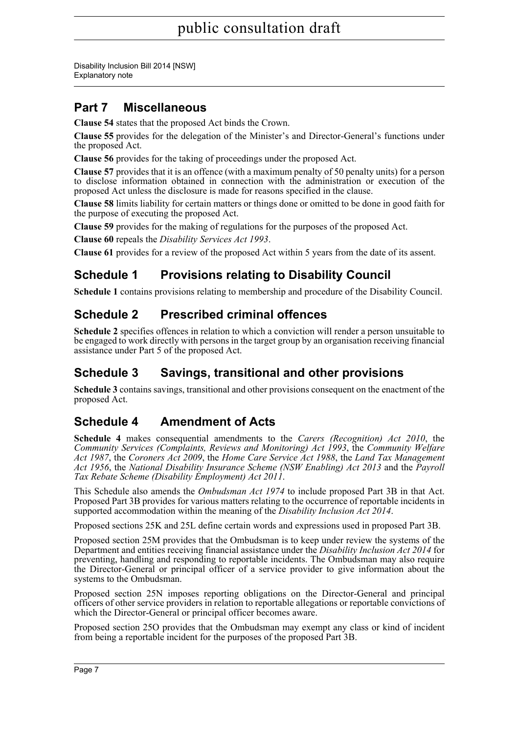## Part 7 Miscellaneous

**Clause 54** states that the proposed Act binds the Crown.

**Clause 55** provides for the delegation of the Minister's and Director-General's functions under the proposed Act.

**Clause 56** provides for the taking of proceedings under the proposed Act.

**Clause 57** provides that it is an offence (with a maximum penalty of 50 penalty units) for a person to disclose information obtained in connection with the administration or execution of the proposed Act unless the disclosure is made for reasons specified in the clause.

**Clause 58** limits liability for certain matters or things done or omitted to be done in good faith for the purpose of executing the proposed Act.

**Clause 59** provides for the making of regulations for the purposes of the proposed Act.

**Clause 60** repeals the *Disability Services Act 1993*.

**Clause 61** provides for a review of the proposed Act within 5 years from the date of its assent.

## Schedule 1 Provisions relating to Disability Council

**Schedule 1** contains provisions relating to membership and procedure of the Disability Council.

## Schedule 2 Prescribed criminal offences

**Schedule 2** specifies offences in relation to which a conviction will render a person unsuitable to be engaged to work directly with persons in the target group by an organisation receiving financial assistance under Part 5 of the proposed Act.

## Schedule 3 Savings, transitional and other provisions

**Schedule 3** contains savings, transitional and other provisions consequent on the enactment of the proposed Act.

## Schedule 4 Amendment of Acts

**Schedule 4** makes consequential amendments to the *Carers (Recognition) Act 2010*, the *Community Services (Complaints, Reviews and Monitoring) Act 1993*, the *Community Welfare Act 1987*, the *Coroners Act 2009*, the *Home Care Service Act 1988*, the *Land Tax Management Act 1956*, the *National Disability Insurance Scheme (NSW Enabling) Act 2013* and the *Payroll Tax Rebate Scheme (Disability Employment) Act 2011*.

This Schedule also amends the *Ombudsman Act 1974* to include proposed Part 3B in that Act. Proposed Part 3B provides for various matters relating to the occurrence of reportable incidents in supported accommodation within the meaning of the *Disability Inclusion Act 2014*.

Proposed sections 25K and 25L define certain words and expressions used in proposed Part 3B.

Proposed section 25M provides that the Ombudsman is to keep under review the systems of the Department and entities receiving financial assistance under the *Disability Inclusion Act 2014* for preventing, handling and responding to reportable incidents. The Ombudsman may also require the Director-General or principal officer of a service provider to give information about the systems to the Ombudsman.

Proposed section 25N imposes reporting obligations on the Director-General and principal officers of other service providers in relation to reportable allegations or reportable convictions of which the Director-General or principal officer becomes aware.

Proposed section 25O provides that the Ombudsman may exempt any class or kind of incident from being a reportable incident for the purposes of the proposed Part 3B.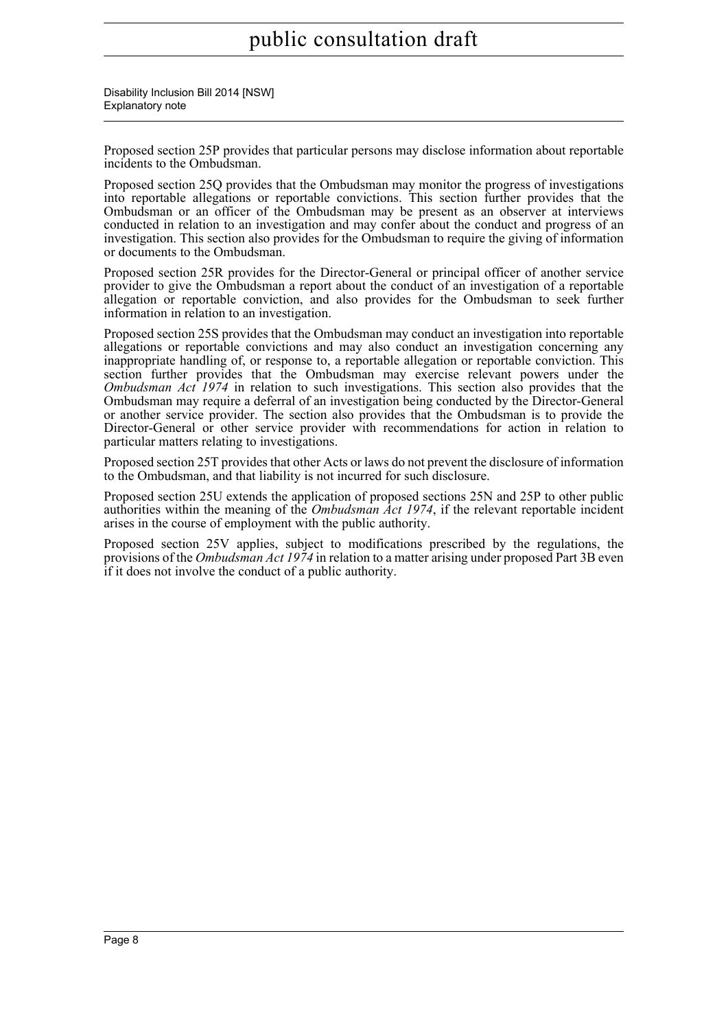Proposed section 25P provides that particular persons may disclose information about reportable incidents to the Ombudsman.

Proposed section 25Q provides that the Ombudsman may monitor the progress of investigations into reportable allegations or reportable convictions. This section further provides that the Ombudsman or an officer of the Ombudsman may be present as an observer at interviews conducted in relation to an investigation and may confer about the conduct and progress of an investigation. This section also provides for the Ombudsman to require the giving of information or documents to the Ombudsman.

Proposed section 25R provides for the Director-General or principal officer of another service provider to give the Ombudsman a report about the conduct of an investigation of a reportable allegation or reportable conviction, and also provides for the Ombudsman to seek further information in relation to an investigation.

Proposed section 25S provides that the Ombudsman may conduct an investigation into reportable allegations or reportable convictions and may also conduct an investigation concerning any inappropriate handling of, or response to, a reportable allegation or reportable conviction. This section further provides that the Ombudsman may exercise relevant powers under the *Ombudsman Act 1974* in relation to such investigations. This section also provides that the Ombudsman may require a deferral of an investigation being conducted by the Director-General or another service provider. The section also provides that the Ombudsman is to provide the Director-General or other service provider with recommendations for action in relation to particular matters relating to investigations.

Proposed section 25T provides that other Acts or laws do not prevent the disclosure of information to the Ombudsman, and that liability is not incurred for such disclosure.

Proposed section 25U extends the application of proposed sections 25N and 25P to other public authorities within the meaning of the *Ombudsman Act 1974*, if the relevant reportable incident arises in the course of employment with the public authority.

Proposed section 25V applies, subject to modifications prescribed by the regulations, the provisions of the *Ombudsman Act 1974* in relation to a matter arising under proposed Part 3B even if it does not involve the conduct of a public authority.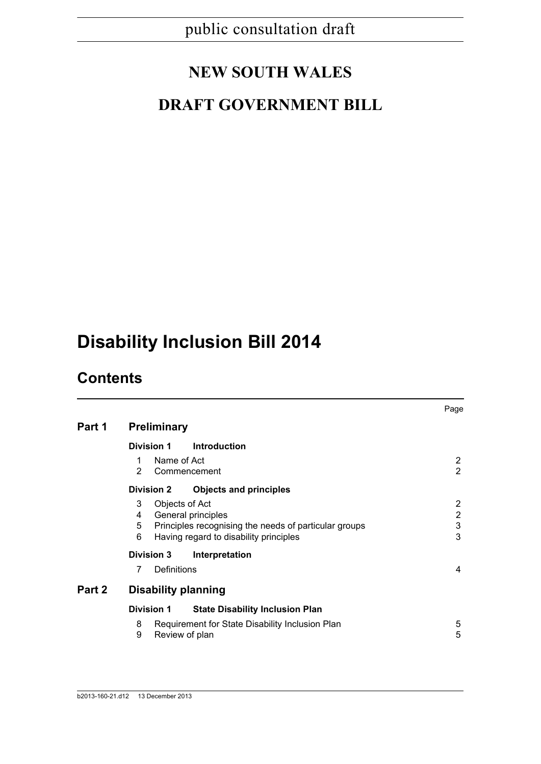public consultation draft

# NEW SOUTH WALES

# DRAFT GOVERNMENT BILL

# Disability Inclusion Bill 2014

## Contents

| | | Page |
|---|---|---|
| **Part 1** | **Preliminary** | |
| | **Division 1 Introduction** | |
| | 1 Name of Act | 2 |
| | 2 Commencement | 2 |
| | **Division 2 Objects and principles** | |
| | 3 Objects of Act | 2 |
| | 4 General principles | 2 |
| | 5 Principles recognising the needs of particular groups | 3 |
| | 6 Having regard to disability principles | 3 |
| | **Division 3 Interpretation** | |
| | 7 Definitions | 4 |
| **Part 2** | **Disability planning** | |
| | **Division 1 State Disability Inclusion Plan** | |
| | 8 Requirement for State Disability Inclusion Plan | 5 |
| | 9 Review of plan | 5 |

b2013-160-21.d12 13 December 2013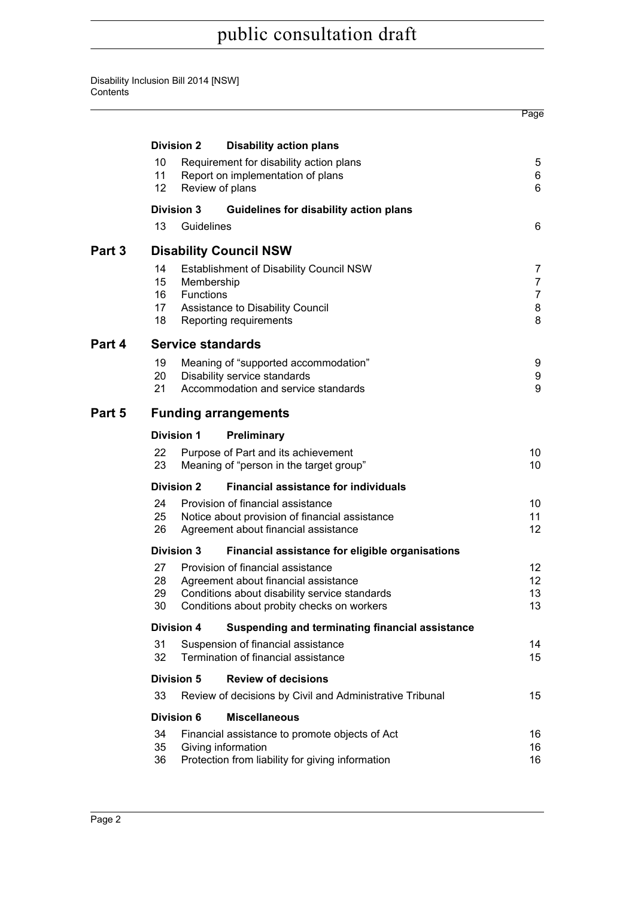| | | | Page |
|---|---|---|---|
| | **Division 2** | **Disability action plans** | |
| | 10 | Requirement for disability action plans | 5 |
| | 11 | Report on implementation of plans | 6 |
| | 12 | Review of plans | 6 |
| | **Division 3** | **Guidelines for disability action plans** | |
| | 13 | Guidelines | 6 |
| **Part 3** | | **Disability Council NSW** | |
| | 14 | Establishment of Disability Council NSW | 7 |
| | 15 | Membership | 7 |
| | 16 | Functions | 7 |
| | 17 | Assistance to Disability Council | 8 |
| | 18 | Reporting requirements | 8 |
| **Part 4** | | **Service standards** | |
| | 19 | Meaning of "supported accommodation" | 9 |
| | 20 | Disability service standards | 9 |
| | 21 | Accommodation and service standards | 9 |
| **Part 5** | | **Funding arrangements** | |
| | **Division 1** | **Preliminary** | |
| | 22 | Purpose of Part and its achievement | 10 |
| | 23 | Meaning of "person in the target group" | 10 |
| | **Division 2** | **Financial assistance for individuals** | |
| | 24 | Provision of financial assistance | 10 |
| | 25 | Notice about provision of financial assistance | 11 |
| | 26 | Agreement about financial assistance | 12 |
| | **Division 3** | **Financial assistance for eligible organisations** | |
| | 27 | Provision of financial assistance | 12 |
| | 28 | Agreement about financial assistance | 12 |
| | 29 | Conditions about disability service standards | 13 |
| | 30 | Conditions about probity checks on workers | 13 |
| | **Division 4** | **Suspending and terminating financial assistance** | |
| | 31 | Suspension of financial assistance | 14 |
| | 32 | Termination of financial assistance | 15 |
| | **Division 5** | **Review of decisions** | |
| | 33 | Review of decisions by Civil and Administrative Tribunal | 15 |
| | **Division 6** | **Miscellaneous** | |
| | 34 | Financial assistance to promote objects of Act | 16 |
| | 35 | Giving information | 16 |
| | 36 | Protection from liability for giving information | 16 |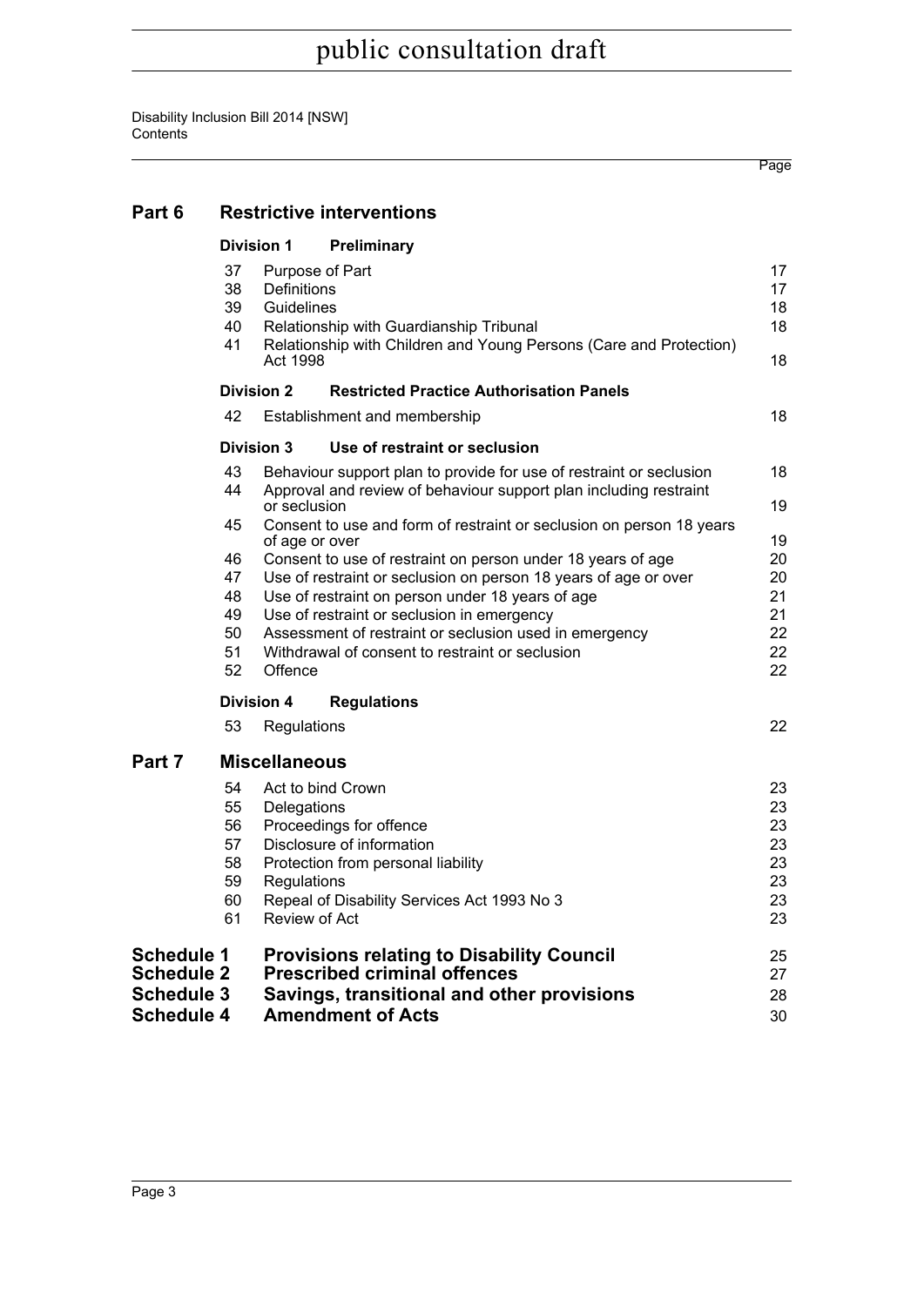| | | | Page |
|---|---|---|---|
| **Part 6** | **Restrictive interventions** | | |
| | **Division 1** | **Preliminary** | |
| | 37 | Purpose of Part | 17 |
| | 38 | Definitions | 17 |
| | 39 | Guidelines | 18 |
| | 40 | Relationship with Guardianship Tribunal | 18 |
| | 41 | Relationship with Children and Young Persons (Care and Protection) Act 1998 | 18 |
| | **Division 2** | **Restricted Practice Authorisation Panels** | |
| | 42 | Establishment and membership | 18 |
| | **Division 3** | **Use of restraint or seclusion** | |
| | 43 | Behaviour support plan to provide for use of restraint or seclusion | 18 |
| | 44 | Approval and review of behaviour support plan including restraint or seclusion | 19 |
| | 45 | Consent to use and form of restraint or seclusion on person 18 years of age or over | 19 |
| | 46 | Consent to use of restraint on person under 18 years of age | 20 |
| | 47 | Use of restraint or seclusion on person 18 years of age or over | 20 |
| | 48 | Use of restraint on person under 18 years of age | 21 |
| | 49 | Use of restraint or seclusion in emergency | 21 |
| | 50 | Assessment of restraint or seclusion used in emergency | 22 |
| | 51 | Withdrawal of consent to restraint or seclusion | 22 |
| | 52 | Offence | 22 |
| | **Division 4** | **Regulations** | |
| | 53 | Regulations | 22 |
| **Part 7** | **Miscellaneous** | | |
| | 54 | Act to bind Crown | 23 |
| | 55 | Delegations | 23 |
| | 56 | Proceedings for offence | 23 |
| | 57 | Disclosure of information | 23 |
| | 58 | Protection from personal liability | 23 |
| | 59 | Regulations | 23 |
| | 60 | Repeal of Disability Services Act 1993 No 3 | 23 |
| | 61 | Review of Act | 23 |
| **Schedule 1** | **Provisions relating to Disability Council** | | 25 |
| **Schedule 2** | **Prescribed criminal offences** | | 27 |
| **Schedule 3** | **Savings, transitional and other provisions** | | 28 |
| **Schedule 4** | **Amendment of Acts** | | 30 |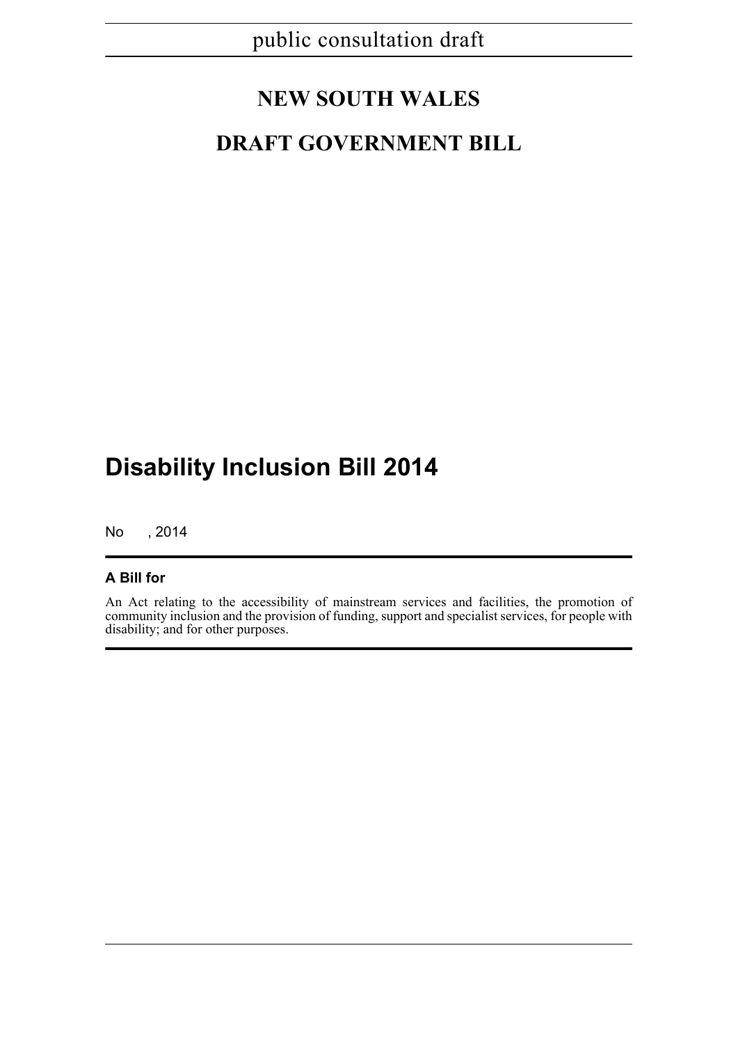public consultation draft

# NEW SOUTH WALES

# DRAFT GOVERNMENT BILL

# Disability Inclusion Bill 2014

No , 2014

**A Bill for**

An Act relating to the accessibility of mainstream services and facilities, the promotion of community inclusion and the provision of funding, support and specialist services, for people with disability; and for other purposes.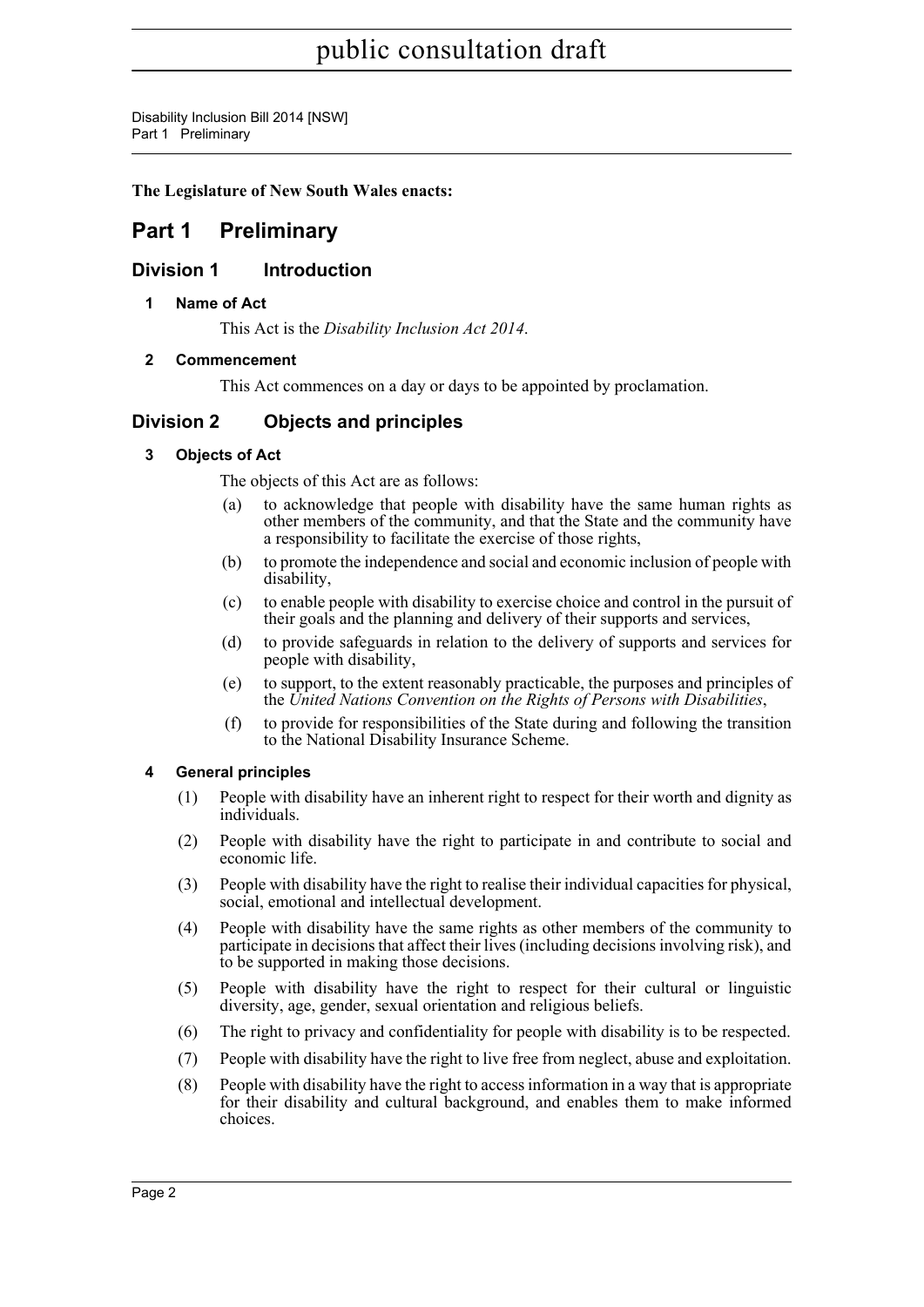**The Legislature of New South Wales enacts:**

# Part 1 Preliminary

## Division 1 Introduction

### 1 Name of Act

This Act is the *Disability Inclusion Act 2014*.

### 2 Commencement

This Act commences on a day or days to be appointed by proclamation.

## Division 2 Objects and principles

### 3 Objects of Act

The objects of this Act are as follows:

(a) to acknowledge that people with disability have the same human rights as other members of the community, and that the State and the community have a responsibility to facilitate the exercise of those rights,

(b) to promote the independence and social and economic inclusion of people with disability,

(c) to enable people with disability to exercise choice and control in the pursuit of their goals and the planning and delivery of their supports and services,

(d) to provide safeguards in relation to the delivery of supports and services for people with disability,

(e) to support, to the extent reasonably practicable, the purposes and principles of the *United Nations Convention on the Rights of Persons with Disabilities*,

(f) to provide for responsibilities of the State during and following the transition to the National Disability Insurance Scheme.

### 4 General principles

(1) People with disability have an inherent right to respect for their worth and dignity as individuals.

(2) People with disability have the right to participate in and contribute to social and economic life.

(3) People with disability have the right to realise their individual capacities for physical, social, emotional and intellectual development.

(4) People with disability have the same rights as other members of the community to participate in decisions that affect their lives (including decisions involving risk), and to be supported in making those decisions.

(5) People with disability have the right to respect for their cultural or linguistic diversity, age, gender, sexual orientation and religious beliefs.

(6) The right to privacy and confidentiality for people with disability is to be respected.

(7) People with disability have the right to live free from neglect, abuse and exploitation.

(8) People with disability have the right to access information in a way that is appropriate for their disability and cultural background, and enables them to make informed choices.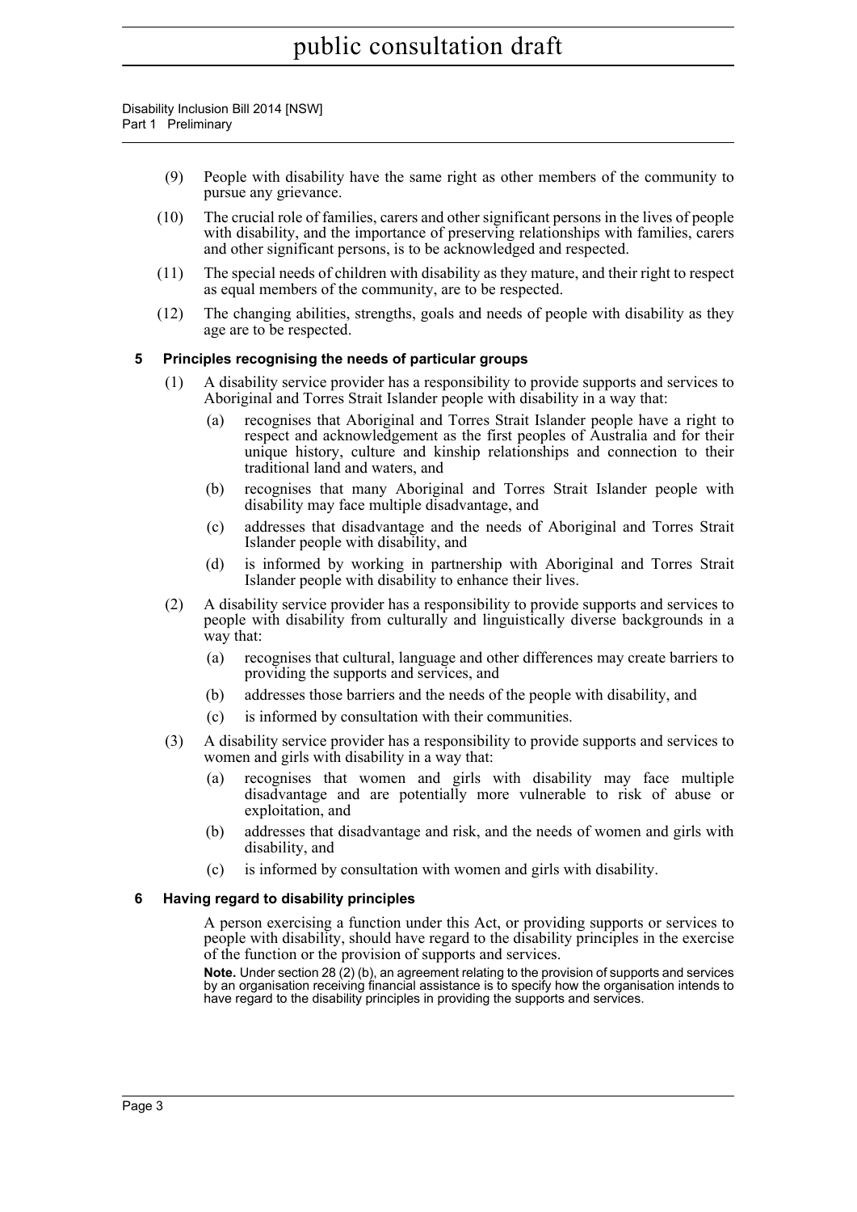(9) People with disability have the same right as other members of the community to pursue any grievance.

(10) The crucial role of families, carers and other significant persons in the lives of people with disability, and the importance of preserving relationships with families, carers and other significant persons, is to be acknowledged and respected.

(11) The special needs of children with disability as they mature, and their right to respect as equal members of the community, are to be respected.

(12) The changing abilities, strengths, goals and needs of people with disability as they age are to be respected.

### 5 Principles recognising the needs of particular groups

(1) A disability service provider has a responsibility to provide supports and services to Aboriginal and Torres Strait Islander people with disability in a way that:

(a) recognises that Aboriginal and Torres Strait Islander people have a right to respect and acknowledgement as the first peoples of Australia and for their unique history, culture and kinship relationships and connection to their traditional land and waters, and

(b) recognises that many Aboriginal and Torres Strait Islander people with disability may face multiple disadvantage, and

(c) addresses that disadvantage and the needs of Aboriginal and Torres Strait Islander people with disability, and

(d) is informed by working in partnership with Aboriginal and Torres Strait Islander people with disability to enhance their lives.

(2) A disability service provider has a responsibility to provide supports and services to people with disability from culturally and linguistically diverse backgrounds in a way that:

(a) recognises that cultural, language and other differences may create barriers to providing the supports and services, and

(b) addresses those barriers and the needs of the people with disability, and

(c) is informed by consultation with their communities.

(3) A disability service provider has a responsibility to provide supports and services to women and girls with disability in a way that:

(a) recognises that women and girls with disability may face multiple disadvantage and are potentially more vulnerable to risk of abuse or exploitation, and

(b) addresses that disadvantage and risk, and the needs of women and girls with disability, and

(c) is informed by consultation with women and girls with disability.

### 6 Having regard to disability principles

A person exercising a function under this Act, or providing supports or services to people with disability, should have regard to the disability principles in the exercise of the function or the provision of supports and services.

**Note.** Under section 28 (2) (b), an agreement relating to the provision of supports and services by an organisation receiving financial assistance is to specify how the organisation intends to have regard to the disability principles in providing the supports and services.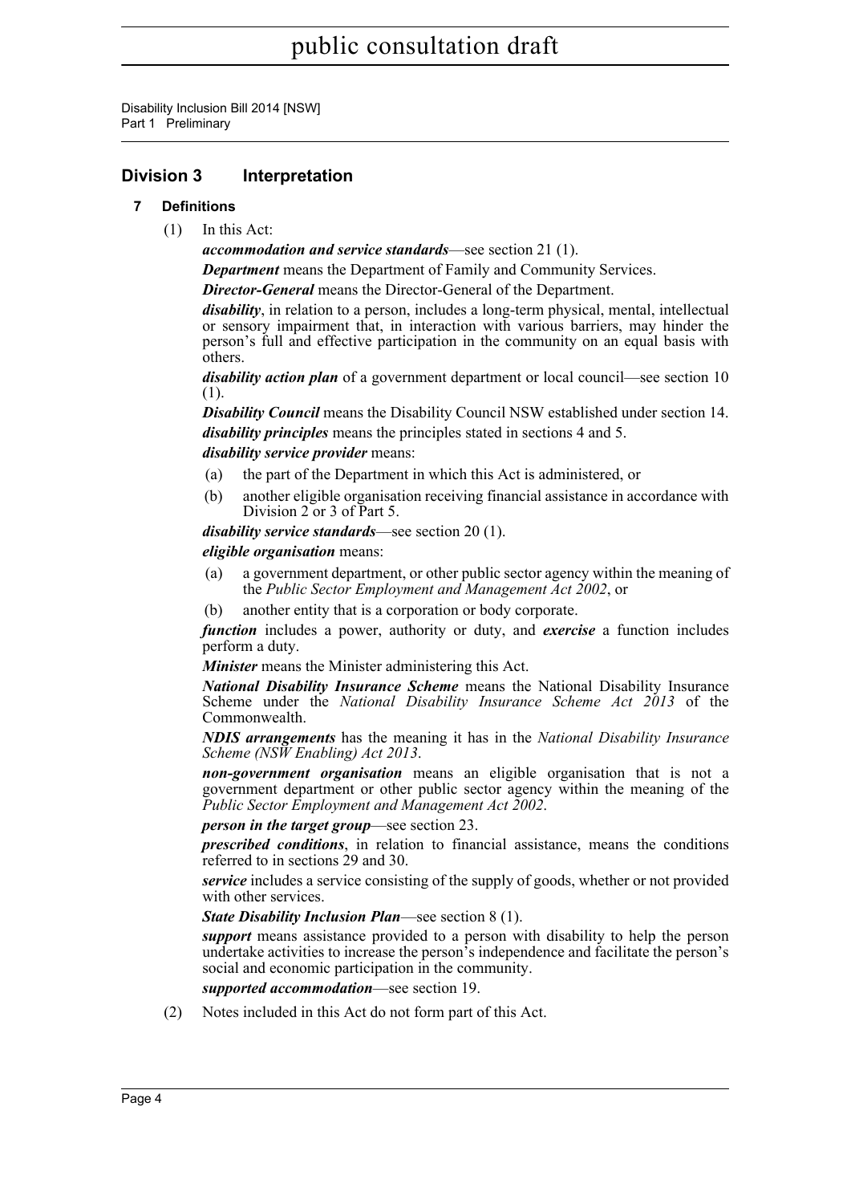## Division 3 Interpretation

### 7 Definitions

(1) In this Act:

***accommodation and service standards***—see section 21 (1).

***Department*** means the Department of Family and Community Services.

***Director-General*** means the Director-General of the Department.

***disability***, in relation to a person, includes a long-term physical, mental, intellectual or sensory impairment that, in interaction with various barriers, may hinder the person's full and effective participation in the community on an equal basis with others.

***disability action plan*** of a government department or local council—see section 10 (1).

***Disability Council*** means the Disability Council NSW established under section 14.

***disability principles*** means the principles stated in sections 4 and 5.

***disability service provider*** means:

- (a) the part of the Department in which this Act is administered, or
- (b) another eligible organisation receiving financial assistance in accordance with Division 2 or 3 of Part 5.

***disability service standards***—see section 20 (1).

***eligible organisation*** means:

- (a) a government department, or other public sector agency within the meaning of the *Public Sector Employment and Management Act 2002*, or
- (b) another entity that is a corporation or body corporate.

***function*** includes a power, authority or duty, and ***exercise*** a function includes perform a duty.

***Minister*** means the Minister administering this Act.

***National Disability Insurance Scheme*** means the National Disability Insurance Scheme under the *National Disability Insurance Scheme Act 2013* of the Commonwealth.

***NDIS arrangements*** has the meaning it has in the *National Disability Insurance Scheme (NSW Enabling) Act 2013*.

***non-government organisation*** means an eligible organisation that is not a government department or other public sector agency within the meaning of the *Public Sector Employment and Management Act 2002*.

***person in the target group***—see section 23.

***prescribed conditions***, in relation to financial assistance, means the conditions referred to in sections 29 and 30.

***service*** includes a service consisting of the supply of goods, whether or not provided with other services.

***State Disability Inclusion Plan***—see section 8 (1).

***support*** means assistance provided to a person with disability to help the person undertake activities to increase the person's independence and facilitate the person's social and economic participation in the community.

***supported accommodation***—see section 19.

(2) Notes included in this Act do not form part of this Act.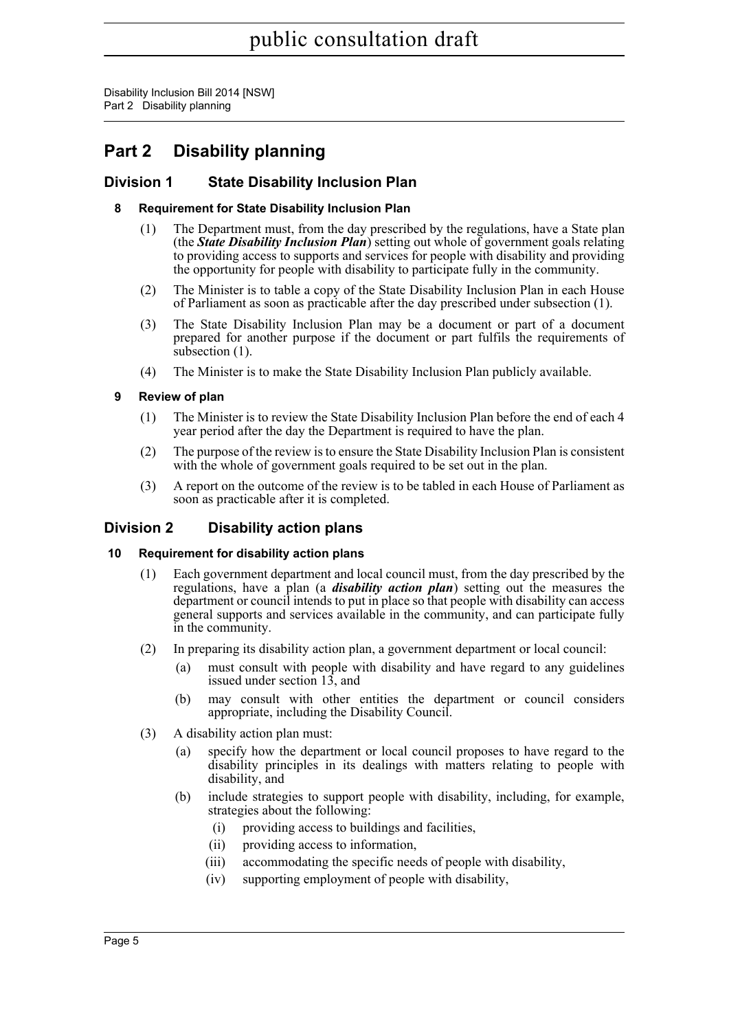# Part 2 Disability planning

## Division 1 State Disability Inclusion Plan

### 8 Requirement for State Disability Inclusion Plan

(1) The Department must, from the day prescribed by the regulations, have a State plan (the ***State Disability Inclusion Plan***) setting out whole of government goals relating to providing access to supports and services for people with disability and providing the opportunity for people with disability to participate fully in the community.

(2) The Minister is to table a copy of the State Disability Inclusion Plan in each House of Parliament as soon as practicable after the day prescribed under subsection (1).

(3) The State Disability Inclusion Plan may be a document or part of a document prepared for another purpose if the document or part fulfils the requirements of subsection (1).

(4) The Minister is to make the State Disability Inclusion Plan publicly available.

### 9 Review of plan

(1) The Minister is to review the State Disability Inclusion Plan before the end of each 4 year period after the day the Department is required to have the plan.

(2) The purpose of the review is to ensure the State Disability Inclusion Plan is consistent with the whole of government goals required to be set out in the plan.

(3) A report on the outcome of the review is to be tabled in each House of Parliament as soon as practicable after it is completed.

## Division 2 Disability action plans

### 10 Requirement for disability action plans

(1) Each government department and local council must, from the day prescribed by the regulations, have a plan (a ***disability action plan***) setting out the measures the department or council intends to put in place so that people with disability can access general supports and services available in the community, and can participate fully in the community.

(2) In preparing its disability action plan, a government department or local council:

- (a) must consult with people with disability and have regard to any guidelines issued under section 13, and
- (b) may consult with other entities the department or council considers appropriate, including the Disability Council.

(3) A disability action plan must:

- (a) specify how the department or local council proposes to have regard to the disability principles in its dealings with matters relating to people with disability, and
- (b) include strategies to support people with disability, including, for example, strategies about the following:
  - (i) providing access to buildings and facilities,
  - (ii) providing access to information,
  - (iii) accommodating the specific needs of people with disability,
  - (iv) supporting employment of people with disability,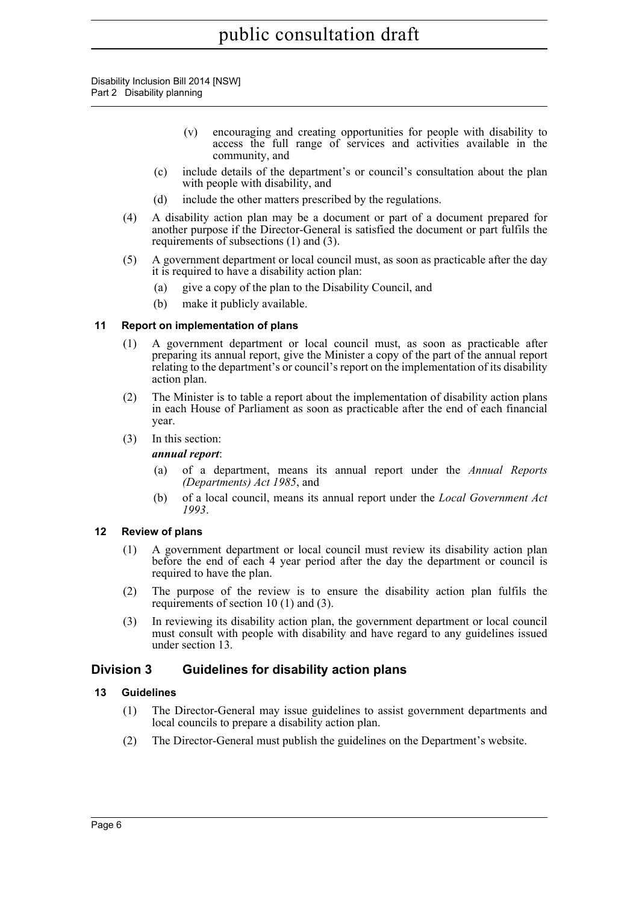(v) encouraging and creating opportunities for people with disability to access the full range of services and activities available in the community, and

(c) include details of the department's or council's consultation about the plan with people with disability, and

(d) include the other matters prescribed by the regulations.

(4) A disability action plan may be a document or part of a document prepared for another purpose if the Director-General is satisfied the document or part fulfils the requirements of subsections (1) and (3).

(5) A government department or local council must, as soon as practicable after the day it is required to have a disability action plan:

(a) give a copy of the plan to the Disability Council, and

(b) make it publicly available.

### 11 Report on implementation of plans

(1) A government department or local council must, as soon as practicable after preparing its annual report, give the Minister a copy of the part of the annual report relating to the department's or council's report on the implementation of its disability action plan.

(2) The Minister is to table a report about the implementation of disability action plans in each House of Parliament as soon as practicable after the end of each financial year.

(3) In this section:

***annual report***:

(a) of a department, means its annual report under the *Annual Reports (Departments) Act 1985*, and

(b) of a local council, means its annual report under the *Local Government Act 1993*.

### 12 Review of plans

(1) A government department or local council must review its disability action plan before the end of each 4 year period after the day the department or council is required to have the plan.

(2) The purpose of the review is to ensure the disability action plan fulfils the requirements of section 10 (1) and (3).

(3) In reviewing its disability action plan, the government department or local council must consult with people with disability and have regard to any guidelines issued under section 13.

## Division 3 Guidelines for disability action plans

### 13 Guidelines

(1) The Director-General may issue guidelines to assist government departments and local councils to prepare a disability action plan.

(2) The Director-General must publish the guidelines on the Department's website.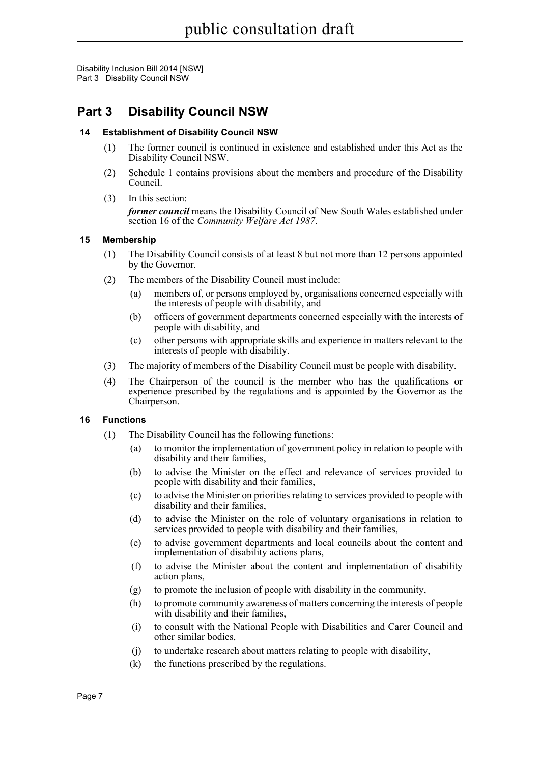# Part 3 Disability Council NSW

## 14 Establishment of Disability Council NSW

(1) The former council is continued in existence and established under this Act as the Disability Council NSW.

(2) Schedule 1 contains provisions about the members and procedure of the Disability Council.

(3) In this section:

***former council*** means the Disability Council of New South Wales established under section 16 of the *Community Welfare Act 1987*.

## 15 Membership

(1) The Disability Council consists of at least 8 but not more than 12 persons appointed by the Governor.

(2) The members of the Disability Council must include:

- (a) members of, or persons employed by, organisations concerned especially with the interests of people with disability, and
- (b) officers of government departments concerned especially with the interests of people with disability, and
- (c) other persons with appropriate skills and experience in matters relevant to the interests of people with disability.

(3) The majority of members of the Disability Council must be people with disability.

(4) The Chairperson of the council is the member who has the qualifications or experience prescribed by the regulations and is appointed by the Governor as the Chairperson.

## 16 Functions

(1) The Disability Council has the following functions:

- (a) to monitor the implementation of government policy in relation to people with disability and their families,
- (b) to advise the Minister on the effect and relevance of services provided to people with disability and their families,
- (c) to advise the Minister on priorities relating to services provided to people with disability and their families,
- (d) to advise the Minister on the role of voluntary organisations in relation to services provided to people with disability and their families,
- (e) to advise government departments and local councils about the content and implementation of disability actions plans,
- (f) to advise the Minister about the content and implementation of disability action plans,
- (g) to promote the inclusion of people with disability in the community,
- (h) to promote community awareness of matters concerning the interests of people with disability and their families,
- (i) to consult with the National People with Disabilities and Carer Council and other similar bodies,
- (j) to undertake research about matters relating to people with disability,
- (k) the functions prescribed by the regulations.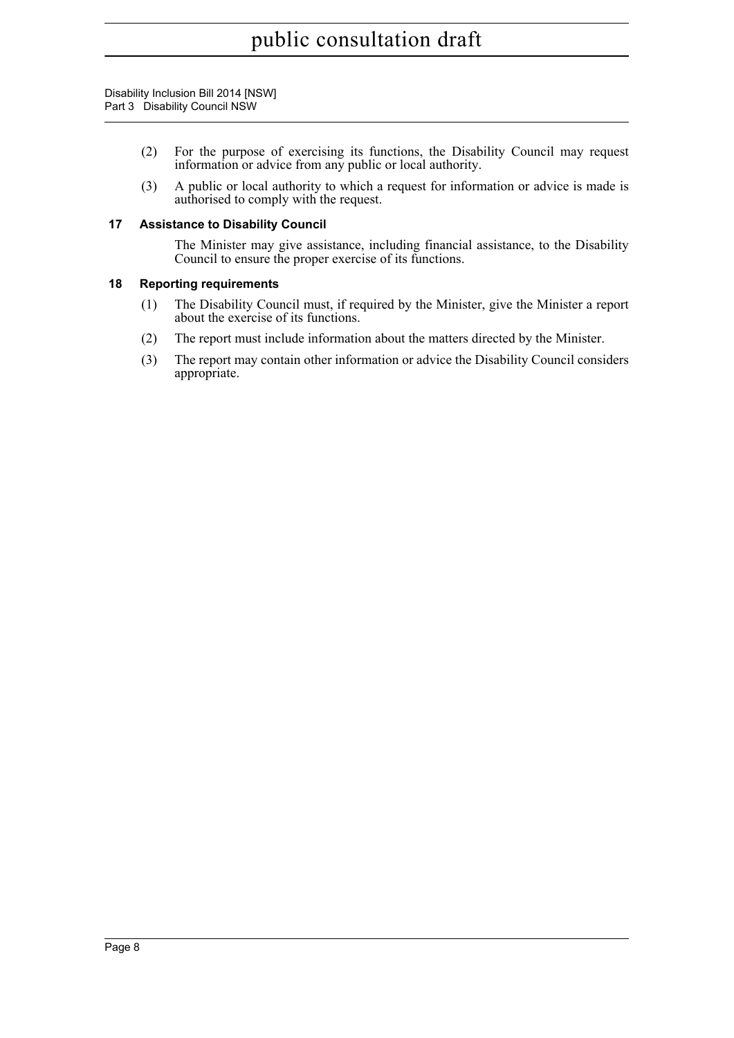(2) For the purpose of exercising its functions, the Disability Council may request information or advice from any public or local authority.

(3) A public or local authority to which a request for information or advice is made is authorised to comply with the request.

### 17 Assistance to Disability Council

The Minister may give assistance, including financial assistance, to the Disability Council to ensure the proper exercise of its functions.

### 18 Reporting requirements

(1) The Disability Council must, if required by the Minister, give the Minister a report about the exercise of its functions.

(2) The report must include information about the matters directed by the Minister.

(3) The report may contain other information or advice the Disability Council considers appropriate.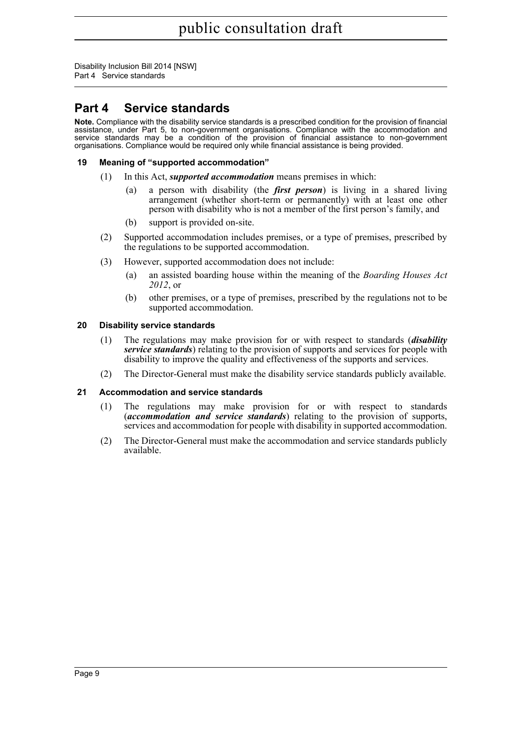# Part 4 Service standards

**Note.** Compliance with the disability service standards is a prescribed condition for the provision of financial assistance, under Part 5, to non-government organisations. Compliance with the accommodation and service standards may be a condition of the provision of financial assistance to non-government organisations. Compliance would be required only while financial assistance is being provided.

### 19 Meaning of "supported accommodation"

(1) In this Act, ***supported accommodation*** means premises in which:

(a) a person with disability (the ***first person***) is living in a shared living arrangement (whether short-term or permanently) with at least one other person with disability who is not a member of the first person's family, and

(b) support is provided on-site.

(2) Supported accommodation includes premises, or a type of premises, prescribed by the regulations to be supported accommodation.

(3) However, supported accommodation does not include:

(a) an assisted boarding house within the meaning of the *Boarding Houses Act 2012*, or

(b) other premises, or a type of premises, prescribed by the regulations not to be supported accommodation.

### 20 Disability service standards

(1) The regulations may make provision for or with respect to standards (***disability service standards***) relating to the provision of supports and services for people with disability to improve the quality and effectiveness of the supports and services.

(2) The Director-General must make the disability service standards publicly available.

### 21 Accommodation and service standards

(1) The regulations may make provision for or with respect to standards (***accommodation and service standards***) relating to the provision of supports, services and accommodation for people with disability in supported accommodation.

(2) The Director-General must make the accommodation and service standards publicly available.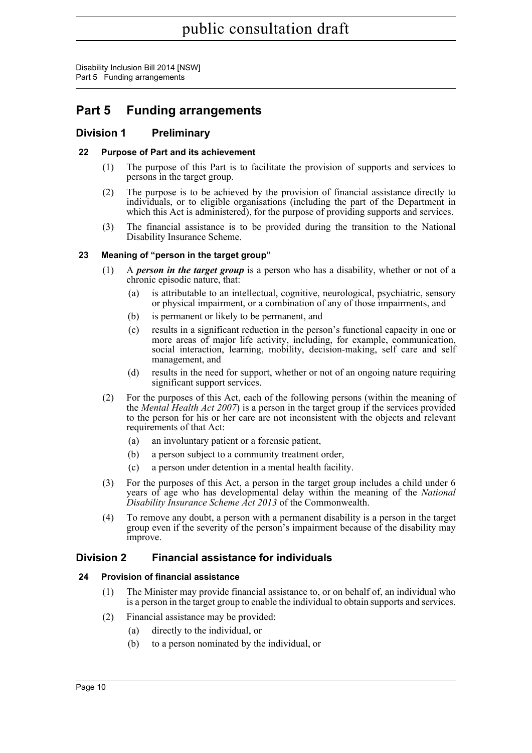# Part 5 Funding arrangements

## Division 1 Preliminary

### 22 Purpose of Part and its achievement

(1) The purpose of this Part is to facilitate the provision of supports and services to persons in the target group.

(2) The purpose is to be achieved by the provision of financial assistance directly to individuals, or to eligible organisations (including the part of the Department in which this Act is administered), for the purpose of providing supports and services.

(3) The financial assistance is to be provided during the transition to the National Disability Insurance Scheme.

### 23 Meaning of "person in the target group"

(1) A ***person in the target group*** is a person who has a disability, whether or not of a chronic episodic nature, that:

- (a) is attributable to an intellectual, cognitive, neurological, psychiatric, sensory or physical impairment, or a combination of any of those impairments, and
- (b) is permanent or likely to be permanent, and
- (c) results in a significant reduction in the person's functional capacity in one or more areas of major life activity, including, for example, communication, social interaction, learning, mobility, decision-making, self care and self management, and
- (d) results in the need for support, whether or not of an ongoing nature requiring significant support services.

(2) For the purposes of this Act, each of the following persons (within the meaning of the *Mental Health Act 2007*) is a person in the target group if the services provided to the person for his or her care are not inconsistent with the objects and relevant requirements of that Act:

- (a) an involuntary patient or a forensic patient,
- (b) a person subject to a community treatment order,
- (c) a person under detention in a mental health facility.

(3) For the purposes of this Act, a person in the target group includes a child under 6 years of age who has developmental delay within the meaning of the *National Disability Insurance Scheme Act 2013* of the Commonwealth.

(4) To remove any doubt, a person with a permanent disability is a person in the target group even if the severity of the person's impairment because of the disability may improve.

## Division 2 Financial assistance for individuals

### 24 Provision of financial assistance

(1) The Minister may provide financial assistance to, or on behalf of, an individual who is a person in the target group to enable the individual to obtain supports and services.

(2) Financial assistance may be provided:

- (a) directly to the individual, or
- (b) to a person nominated by the individual, or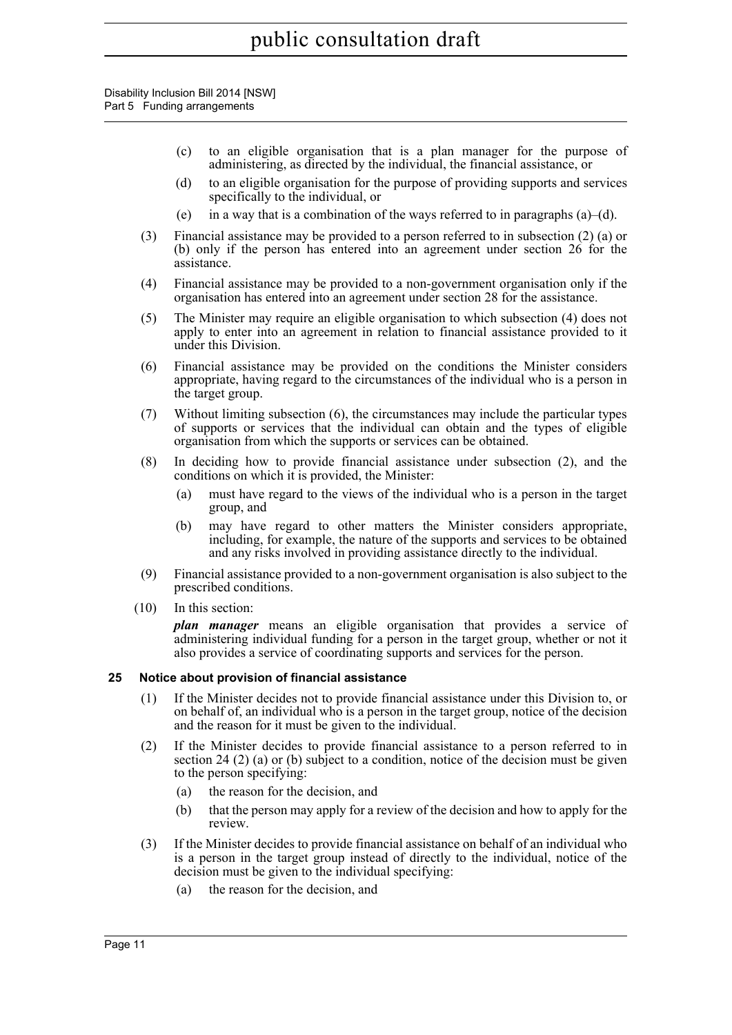(c) to an eligible organisation that is a plan manager for the purpose of administering, as directed by the individual, the financial assistance, or

(d) to an eligible organisation for the purpose of providing supports and services specifically to the individual, or

(e) in a way that is a combination of the ways referred to in paragraphs (a)–(d).

(3) Financial assistance may be provided to a person referred to in subsection (2) (a) or (b) only if the person has entered into an agreement under section 26 for the assistance.

(4) Financial assistance may be provided to a non-government organisation only if the organisation has entered into an agreement under section 28 for the assistance.

(5) The Minister may require an eligible organisation to which subsection (4) does not apply to enter into an agreement in relation to financial assistance provided to it under this Division.

(6) Financial assistance may be provided on the conditions the Minister considers appropriate, having regard to the circumstances of the individual who is a person in the target group.

(7) Without limiting subsection (6), the circumstances may include the particular types of supports or services that the individual can obtain and the types of eligible organisation from which the supports or services can be obtained.

(8) In deciding how to provide financial assistance under subsection (2), and the conditions on which it is provided, the Minister:

(a) must have regard to the views of the individual who is a person in the target group, and

(b) may have regard to other matters the Minister considers appropriate, including, for example, the nature of the supports and services to be obtained and any risks involved in providing assistance directly to the individual.

(9) Financial assistance provided to a non-government organisation is also subject to the prescribed conditions.

(10) In this section:

***plan manager*** means an eligible organisation that provides a service of administering individual funding for a person in the target group, whether or not it also provides a service of coordinating supports and services for the person.

### 25 Notice about provision of financial assistance

(1) If the Minister decides not to provide financial assistance under this Division to, or on behalf of, an individual who is a person in the target group, notice of the decision and the reason for it must be given to the individual.

(2) If the Minister decides to provide financial assistance to a person referred to in section 24 (2) (a) or (b) subject to a condition, notice of the decision must be given to the person specifying:

(a) the reason for the decision, and

(b) that the person may apply for a review of the decision and how to apply for the review.

(3) If the Minister decides to provide financial assistance on behalf of an individual who is a person in the target group instead of directly to the individual, notice of the decision must be given to the individual specifying:

(a) the reason for the decision, and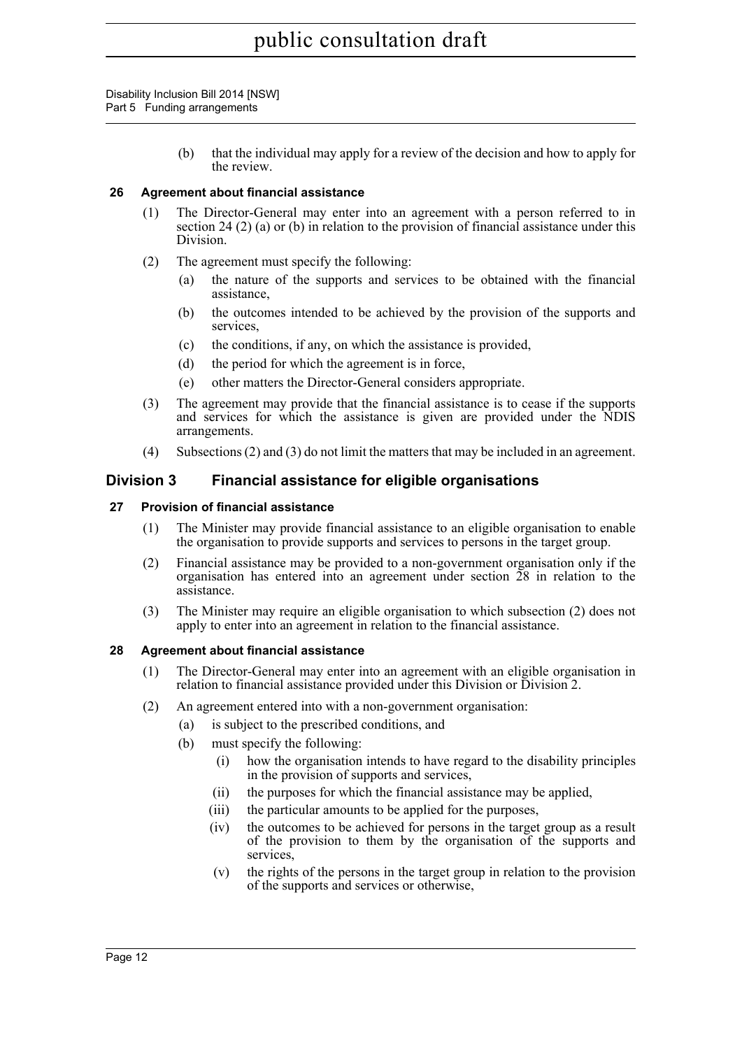(b) that the individual may apply for a review of the decision and how to apply for the review.

### 26 Agreement about financial assistance

(1) The Director-General may enter into an agreement with a person referred to in section 24 (2) (a) or (b) in relation to the provision of financial assistance under this Division.

(2) The agreement must specify the following:

(a) the nature of the supports and services to be obtained with the financial assistance,

(b) the outcomes intended to be achieved by the provision of the supports and services,

(c) the conditions, if any, on which the assistance is provided,

(d) the period for which the agreement is in force,

(e) other matters the Director-General considers appropriate.

(3) The agreement may provide that the financial assistance is to cease if the supports and services for which the assistance is given are provided under the NDIS arrangements.

(4) Subsections (2) and (3) do not limit the matters that may be included in an agreement.

## Division 3 Financial assistance for eligible organisations

### 27 Provision of financial assistance

(1) The Minister may provide financial assistance to an eligible organisation to enable the organisation to provide supports and services to persons in the target group.

(2) Financial assistance may be provided to a non-government organisation only if the organisation has entered into an agreement under section 28 in relation to the assistance.

(3) The Minister may require an eligible organisation to which subsection (2) does not apply to enter into an agreement in relation to the financial assistance.

### 28 Agreement about financial assistance

(1) The Director-General may enter into an agreement with an eligible organisation in relation to financial assistance provided under this Division or Division 2.

(2) An agreement entered into with a non-government organisation:

(a) is subject to the prescribed conditions, and

(b) must specify the following:

(i) how the organisation intends to have regard to the disability principles in the provision of supports and services,

(ii) the purposes for which the financial assistance may be applied,

(iii) the particular amounts to be applied for the purposes,

(iv) the outcomes to be achieved for persons in the target group as a result of the provision to them by the organisation of the supports and services,

(v) the rights of the persons in the target group in relation to the provision of the supports and services or otherwise,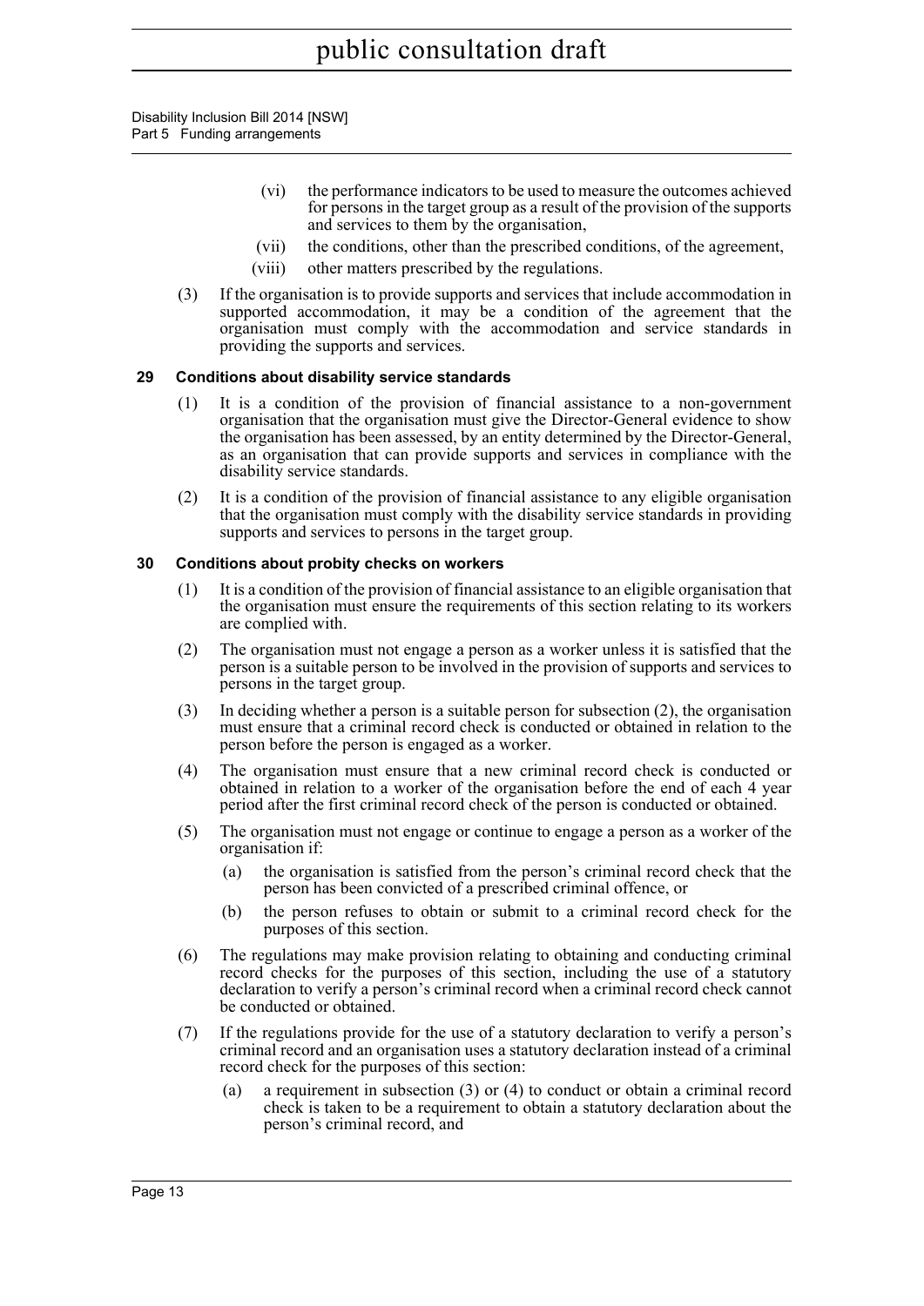(vi) the performance indicators to be used to measure the outcomes achieved for persons in the target group as a result of the provision of the supports and services to them by the organisation,

(vii) the conditions, other than the prescribed conditions, of the agreement,

(viii) other matters prescribed by the regulations.

(3) If the organisation is to provide supports and services that include accommodation in supported accommodation, it may be a condition of the agreement that the organisation must comply with the accommodation and service standards in providing the supports and services.

### 29 Conditions about disability service standards

(1) It is a condition of the provision of financial assistance to a non-government organisation that the organisation must give the Director-General evidence to show the organisation has been assessed, by an entity determined by the Director-General, as an organisation that can provide supports and services in compliance with the disability service standards.

(2) It is a condition of the provision of financial assistance to any eligible organisation that the organisation must comply with the disability service standards in providing supports and services to persons in the target group.

### 30 Conditions about probity checks on workers

(1) It is a condition of the provision of financial assistance to an eligible organisation that the organisation must ensure the requirements of this section relating to its workers are complied with.

(2) The organisation must not engage a person as a worker unless it is satisfied that the person is a suitable person to be involved in the provision of supports and services to persons in the target group.

(3) In deciding whether a person is a suitable person for subsection (2), the organisation must ensure that a criminal record check is conducted or obtained in relation to the person before the person is engaged as a worker.

(4) The organisation must ensure that a new criminal record check is conducted or obtained in relation to a worker of the organisation before the end of each 4 year period after the first criminal record check of the person is conducted or obtained.

(5) The organisation must not engage or continue to engage a person as a worker of the organisation if:

(a) the organisation is satisfied from the person's criminal record check that the person has been convicted of a prescribed criminal offence, or

(b) the person refuses to obtain or submit to a criminal record check for the purposes of this section.

(6) The regulations may make provision relating to obtaining and conducting criminal record checks for the purposes of this section, including the use of a statutory declaration to verify a person's criminal record when a criminal record check cannot be conducted or obtained.

(7) If the regulations provide for the use of a statutory declaration to verify a person's criminal record and an organisation uses a statutory declaration instead of a criminal record check for the purposes of this section:

(a) a requirement in subsection (3) or (4) to conduct or obtain a criminal record check is taken to be a requirement to obtain a statutory declaration about the person's criminal record, and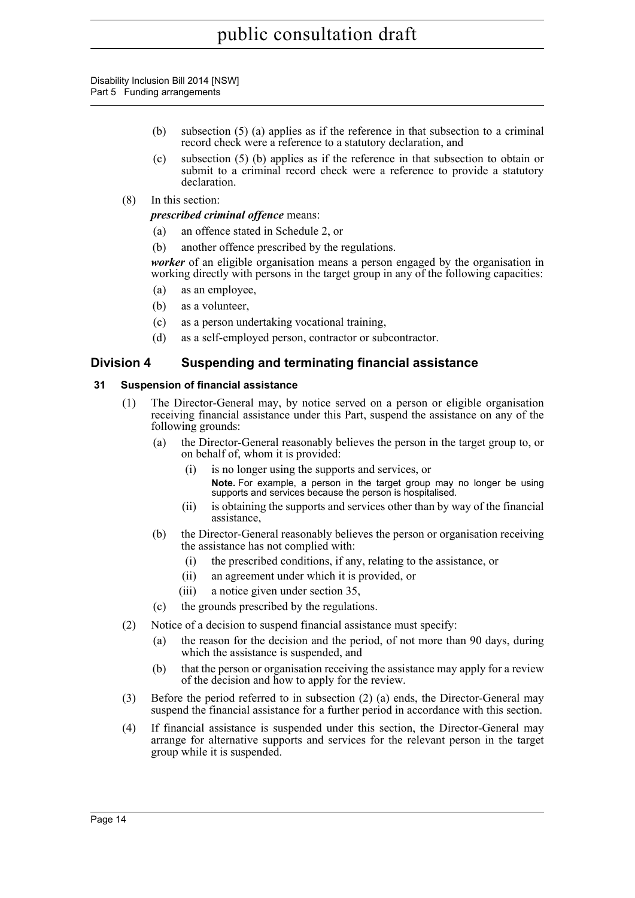(b) subsection (5) (a) applies as if the reference in that subsection to a criminal record check were a reference to a statutory declaration, and

(c) subsection (5) (b) applies as if the reference in that subsection to obtain or submit to a criminal record check were a reference to provide a statutory declaration.

(8) In this section:

***prescribed criminal offence*** means:

(a) an offence stated in Schedule 2, or

(b) another offence prescribed by the regulations.

***worker*** of an eligible organisation means a person engaged by the organisation in working directly with persons in the target group in any of the following capacities:

(a) as an employee,

(b) as a volunteer,

(c) as a person undertaking vocational training,

(d) as a self-employed person, contractor or subcontractor.

## Division 4 Suspending and terminating financial assistance

### 31 Suspension of financial assistance

(1) The Director-General may, by notice served on a person or eligible organisation receiving financial assistance under this Part, suspend the assistance on any of the following grounds:

(a) the Director-General reasonably believes the person in the target group to, or on behalf of, whom it is provided:

(i) is no longer using the supports and services, or

**Note.** For example, a person in the target group may no longer be using supports and services because the person is hospitalised.

(ii) is obtaining the supports and services other than by way of the financial assistance,

(b) the Director-General reasonably believes the person or organisation receiving the assistance has not complied with:

(i) the prescribed conditions, if any, relating to the assistance, or

(ii) an agreement under which it is provided, or

(iii) a notice given under section 35,

(c) the grounds prescribed by the regulations.

(2) Notice of a decision to suspend financial assistance must specify:

(a) the reason for the decision and the period, of not more than 90 days, during which the assistance is suspended, and

(b) that the person or organisation receiving the assistance may apply for a review of the decision and how to apply for the review.

(3) Before the period referred to in subsection (2) (a) ends, the Director-General may suspend the financial assistance for a further period in accordance with this section.

(4) If financial assistance is suspended under this section, the Director-General may arrange for alternative supports and services for the relevant person in the target group while it is suspended.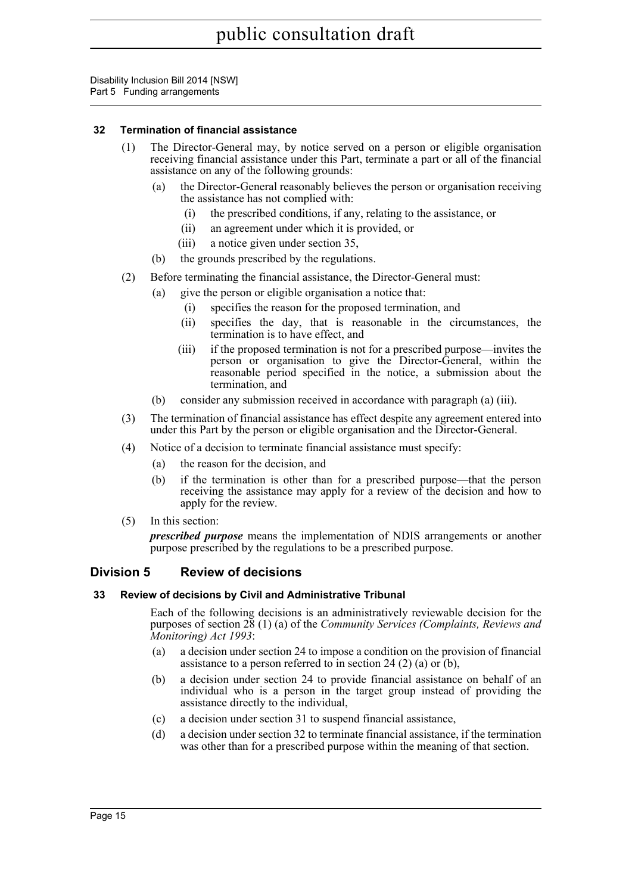#### 32 Termination of financial assistance

(1) The Director-General may, by notice served on a person or eligible organisation receiving financial assistance under this Part, terminate a part or all of the financial assistance on any of the following grounds:

- (a) the Director-General reasonably believes the person or organisation receiving the assistance has not complied with:
  - (i) the prescribed conditions, if any, relating to the assistance, or
  - (ii) an agreement under which it is provided, or
  - (iii) a notice given under section 35,
- (b) the grounds prescribed by the regulations.

(2) Before terminating the financial assistance, the Director-General must:

- (a) give the person or eligible organisation a notice that:
  - (i) specifies the reason for the proposed termination, and
  - (ii) specifies the day, that is reasonable in the circumstances, the termination is to have effect, and
  - (iii) if the proposed termination is not for a prescribed purpose—invites the person or organisation to give the Director-General, within the reasonable period specified in the notice, a submission about the termination, and
- (b) consider any submission received in accordance with paragraph (a) (iii).

(3) The termination of financial assistance has effect despite any agreement entered into under this Part by the person or eligible organisation and the Director-General.

(4) Notice of a decision to terminate financial assistance must specify:

- (a) the reason for the decision, and
- (b) if the termination is other than for a prescribed purpose—that the person receiving the assistance may apply for a review of the decision and how to apply for the review.

(5) In this section:

***prescribed purpose*** means the implementation of NDIS arrangements or another purpose prescribed by the regulations to be a prescribed purpose.

### Division 5 Review of decisions

#### 33 Review of decisions by Civil and Administrative Tribunal

Each of the following decisions is an administratively reviewable decision for the purposes of section 28 (1) (a) of the *Community Services (Complaints, Reviews and Monitoring) Act 1993*:

- (a) a decision under section 24 to impose a condition on the provision of financial assistance to a person referred to in section 24 (2) (a) or (b),
- (b) a decision under section 24 to provide financial assistance on behalf of an individual who is a person in the target group instead of providing the assistance directly to the individual,
- (c) a decision under section 31 to suspend financial assistance,
- (d) a decision under section 32 to terminate financial assistance, if the termination was other than for a prescribed purpose within the meaning of that section.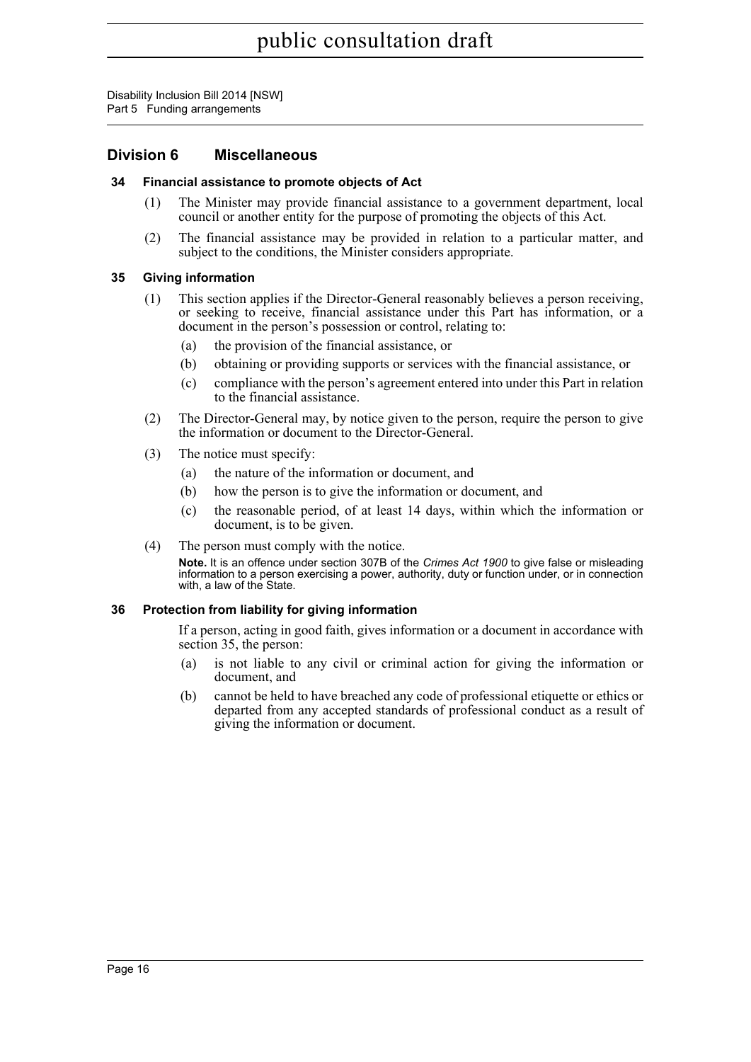## Division 6 Miscellaneous

### 34 Financial assistance to promote objects of Act

(1) The Minister may provide financial assistance to a government department, local council or another entity for the purpose of promoting the objects of this Act.

(2) The financial assistance may be provided in relation to a particular matter, and subject to the conditions, the Minister considers appropriate.

### 35 Giving information

(1) This section applies if the Director-General reasonably believes a person receiving, or seeking to receive, financial assistance under this Part has information, or a document in the person's possession or control, relating to:

- (a) the provision of the financial assistance, or
- (b) obtaining or providing supports or services with the financial assistance, or
- (c) compliance with the person's agreement entered into under this Part in relation to the financial assistance.

(2) The Director-General may, by notice given to the person, require the person to give the information or document to the Director-General.

(3) The notice must specify:

- (a) the nature of the information or document, and
- (b) how the person is to give the information or document, and
- (c) the reasonable period, of at least 14 days, within which the information or document, is to be given.

(4) The person must comply with the notice.

**Note.** It is an offence under section 307B of the *Crimes Act 1900* to give false or misleading information to a person exercising a power, authority, duty or function under, or in connection with, a law of the State.

### 36 Protection from liability for giving information

If a person, acting in good faith, gives information or a document in accordance with section 35, the person:

- (a) is not liable to any civil or criminal action for giving the information or document, and
- (b) cannot be held to have breached any code of professional etiquette or ethics or departed from any accepted standards of professional conduct as a result of giving the information or document.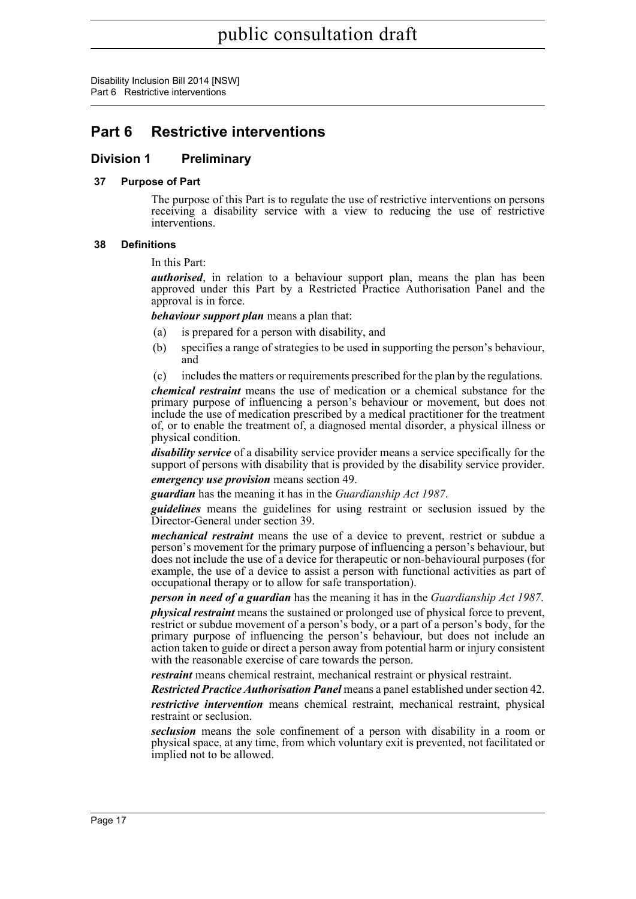# Part 6 Restrictive interventions

## Division 1 Preliminary

### 37 Purpose of Part

The purpose of this Part is to regulate the use of restrictive interventions on persons receiving a disability service with a view to reducing the use of restrictive interventions.

### 38 Definitions

In this Part:

***authorised***, in relation to a behaviour support plan, means the plan has been approved under this Part by a Restricted Practice Authorisation Panel and the approval is in force.

***behaviour support plan*** means a plan that:

(a) is prepared for a person with disability, and

(b) specifies a range of strategies to be used in supporting the person's behaviour, and

(c) includes the matters or requirements prescribed for the plan by the regulations.

***chemical restraint*** means the use of medication or a chemical substance for the primary purpose of influencing a person's behaviour or movement, but does not include the use of medication prescribed by a medical practitioner for the treatment of, or to enable the treatment of, a diagnosed mental disorder, a physical illness or physical condition.

***disability service*** of a disability service provider means a service specifically for the support of persons with disability that is provided by the disability service provider.

***emergency use provision*** means section 49.

***guardian*** has the meaning it has in the *Guardianship Act 1987*.

***guidelines*** means the guidelines for using restraint or seclusion issued by the Director-General under section 39.

***mechanical restraint*** means the use of a device to prevent, restrict or subdue a person's movement for the primary purpose of influencing a person's behaviour, but does not include the use of a device for therapeutic or non-behavioural purposes (for example, the use of a device to assist a person with functional activities as part of occupational therapy or to allow for safe transportation).

***person in need of a guardian*** has the meaning it has in the *Guardianship Act 1987*.

***physical restraint*** means the sustained or prolonged use of physical force to prevent, restrict or subdue movement of a person's body, or a part of a person's body, for the primary purpose of influencing the person's behaviour, but does not include an action taken to guide or direct a person away from potential harm or injury consistent with the reasonable exercise of care towards the person.

***restraint*** means chemical restraint, mechanical restraint or physical restraint.

***Restricted Practice Authorisation Panel*** means a panel established under section 42.

***restrictive intervention*** means chemical restraint, mechanical restraint, physical restraint or seclusion.

***seclusion*** means the sole confinement of a person with disability in a room or physical space, at any time, from which voluntary exit is prevented, not facilitated or implied not to be allowed.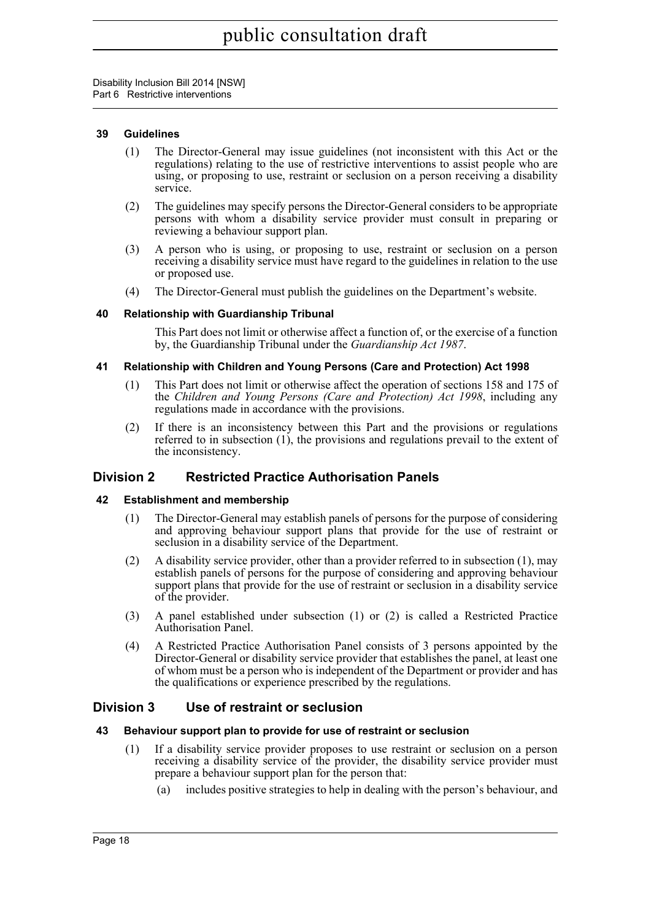### 39 Guidelines

(1) The Director-General may issue guidelines (not inconsistent with this Act or the regulations) relating to the use of restrictive interventions to assist people who are using, or proposing to use, restraint or seclusion on a person receiving a disability service.

(2) The guidelines may specify persons the Director-General considers to be appropriate persons with whom a disability service provider must consult in preparing or reviewing a behaviour support plan.

(3) A person who is using, or proposing to use, restraint or seclusion on a person receiving a disability service must have regard to the guidelines in relation to the use or proposed use.

(4) The Director-General must publish the guidelines on the Department's website.

### 40 Relationship with Guardianship Tribunal

This Part does not limit or otherwise affect a function of, or the exercise of a function by, the Guardianship Tribunal under the *Guardianship Act 1987*.

### 41 Relationship with Children and Young Persons (Care and Protection) Act 1998

(1) This Part does not limit or otherwise affect the operation of sections 158 and 175 of the *Children and Young Persons (Care and Protection) Act 1998*, including any regulations made in accordance with the provisions.

(2) If there is an inconsistency between this Part and the provisions or regulations referred to in subsection (1), the provisions and regulations prevail to the extent of the inconsistency.

## Division 2 Restricted Practice Authorisation Panels

### 42 Establishment and membership

(1) The Director-General may establish panels of persons for the purpose of considering and approving behaviour support plans that provide for the use of restraint or seclusion in a disability service of the Department.

(2) A disability service provider, other than a provider referred to in subsection (1), may establish panels of persons for the purpose of considering and approving behaviour support plans that provide for the use of restraint or seclusion in a disability service of the provider.

(3) A panel established under subsection (1) or (2) is called a Restricted Practice Authorisation Panel.

(4) A Restricted Practice Authorisation Panel consists of 3 persons appointed by the Director-General or disability service provider that establishes the panel, at least one of whom must be a person who is independent of the Department or provider and has the qualifications or experience prescribed by the regulations.

## Division 3 Use of restraint or seclusion

### 43 Behaviour support plan to provide for use of restraint or seclusion

(1) If a disability service provider proposes to use restraint or seclusion on a person receiving a disability service of the provider, the disability service provider must prepare a behaviour support plan for the person that:

(a) includes positive strategies to help in dealing with the person's behaviour, and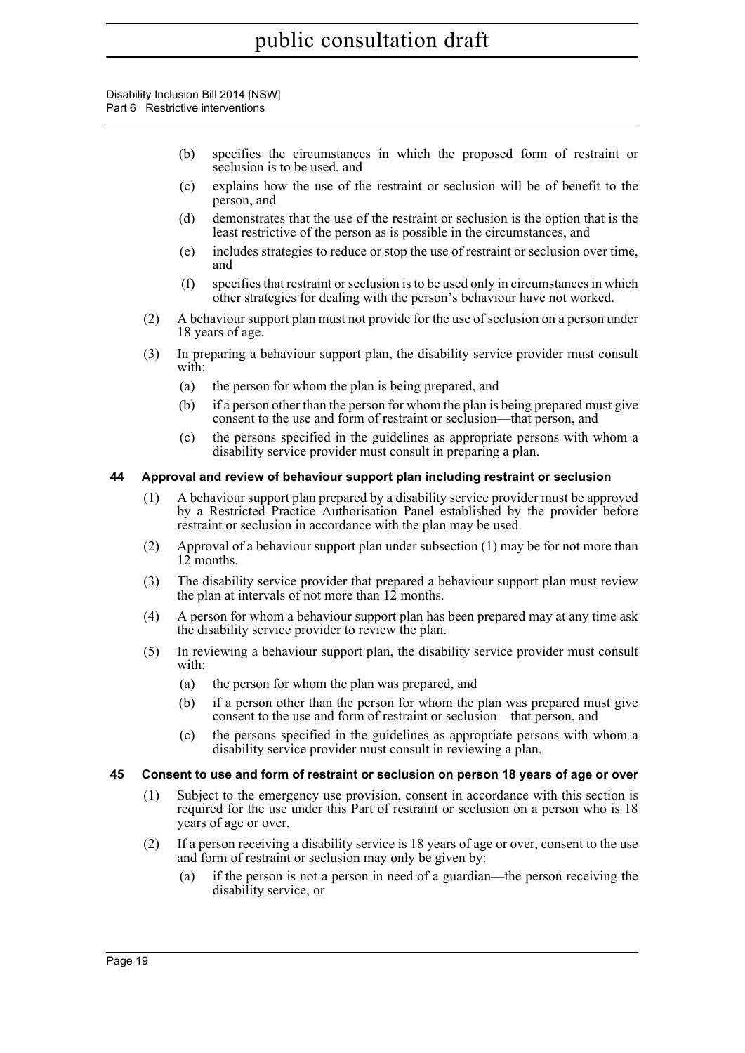(b) specifies the circumstances in which the proposed form of restraint or seclusion is to be used, and

(c) explains how the use of the restraint or seclusion will be of benefit to the person, and

(d) demonstrates that the use of the restraint or seclusion is the option that is the least restrictive of the person as is possible in the circumstances, and

(e) includes strategies to reduce or stop the use of restraint or seclusion over time, and

(f) specifies that restraint or seclusion is to be used only in circumstances in which other strategies for dealing with the person's behaviour have not worked.

(2) A behaviour support plan must not provide for the use of seclusion on a person under 18 years of age.

(3) In preparing a behaviour support plan, the disability service provider must consult with:

(a) the person for whom the plan is being prepared, and

(b) if a person other than the person for whom the plan is being prepared must give consent to the use and form of restraint or seclusion—that person, and

(c) the persons specified in the guidelines as appropriate persons with whom a disability service provider must consult in preparing a plan.

### 44 Approval and review of behaviour support plan including restraint or seclusion

(1) A behaviour support plan prepared by a disability service provider must be approved by a Restricted Practice Authorisation Panel established by the provider before restraint or seclusion in accordance with the plan may be used.

(2) Approval of a behaviour support plan under subsection (1) may be for not more than 12 months.

(3) The disability service provider that prepared a behaviour support plan must review the plan at intervals of not more than 12 months.

(4) A person for whom a behaviour support plan has been prepared may at any time ask the disability service provider to review the plan.

(5) In reviewing a behaviour support plan, the disability service provider must consult with:

(a) the person for whom the plan was prepared, and

(b) if a person other than the person for whom the plan was prepared must give consent to the use and form of restraint or seclusion—that person, and

(c) the persons specified in the guidelines as appropriate persons with whom a disability service provider must consult in reviewing a plan.

### 45 Consent to use and form of restraint or seclusion on person 18 years of age or over

(1) Subject to the emergency use provision, consent in accordance with this section is required for the use under this Part of restraint or seclusion on a person who is 18 years of age or over.

(2) If a person receiving a disability service is 18 years of age or over, consent to the use and form of restraint or seclusion may only be given by:

(a) if the person is not a person in need of a guardian—the person receiving the disability service, or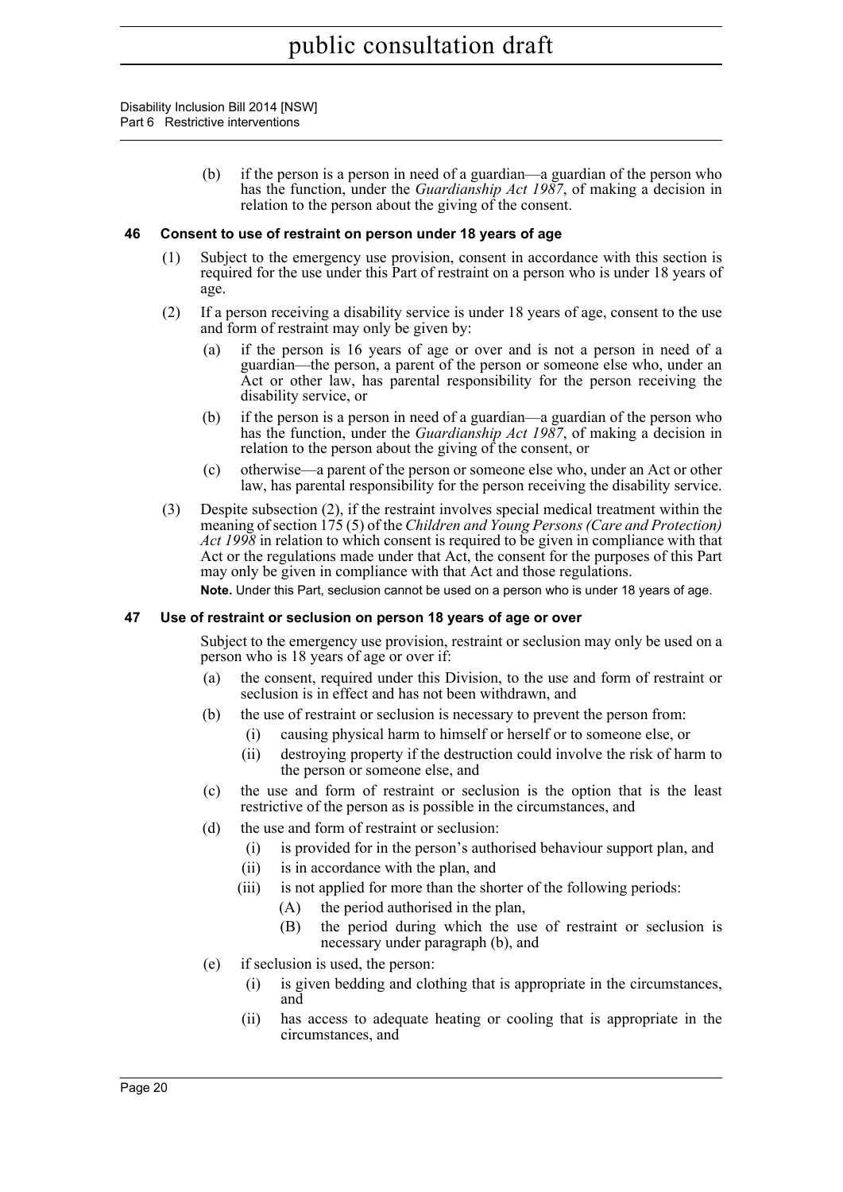(b) if the person is a person in need of a guardian—a guardian of the person who has the function, under the *Guardianship Act 1987*, of making a decision in relation to the person about the giving of the consent.

### 46 Consent to use of restraint on person under 18 years of age

(1) Subject to the emergency use provision, consent in accordance with this section is required for the use under this Part of restraint on a person who is under 18 years of age.

(2) If a person receiving a disability service is under 18 years of age, consent to the use and form of restraint may only be given by:

- (a) if the person is 16 years of age or over and is not a person in need of a guardian—the person, a parent of the person or someone else who, under an Act or other law, has parental responsibility for the person receiving the disability service, or
- (b) if the person is a person in need of a guardian—a guardian of the person who has the function, under the *Guardianship Act 1987*, of making a decision in relation to the person about the giving of the consent, or
- (c) otherwise—a parent of the person or someone else who, under an Act or other law, has parental responsibility for the person receiving the disability service.

(3) Despite subsection (2), if the restraint involves special medical treatment within the meaning of section 175 (5) of the *Children and Young Persons (Care and Protection) Act 1998* in relation to which consent is required to be given in compliance with that Act or the regulations made under that Act, the consent for the purposes of this Part may only be given in compliance with that Act and those regulations.

**Note.** Under this Part, seclusion cannot be used on a person who is under 18 years of age.

### 47 Use of restraint or seclusion on person 18 years of age or over

Subject to the emergency use provision, restraint or seclusion may only be used on a person who is 18 years of age or over if:

- (a) the consent, required under this Division, to the use and form of restraint or seclusion is in effect and has not been withdrawn, and
- (b) the use of restraint or seclusion is necessary to prevent the person from:
  - (i) causing physical harm to himself or herself or to someone else, or
  - (ii) destroying property if the destruction could involve the risk of harm to the person or someone else, and
- (c) the use and form of restraint or seclusion is the option that is the least restrictive of the person as is possible in the circumstances, and
- (d) the use and form of restraint or seclusion:
  - (i) is provided for in the person's authorised behaviour support plan, and
  - (ii) is in accordance with the plan, and
  - (iii) is not applied for more than the shorter of the following periods:
    - (A) the period authorised in the plan,
    - (B) the period during which the use of restraint or seclusion is necessary under paragraph (b), and
- (e) if seclusion is used, the person:
  - (i) is given bedding and clothing that is appropriate in the circumstances, and
  - (ii) has access to adequate heating or cooling that is appropriate in the circumstances, and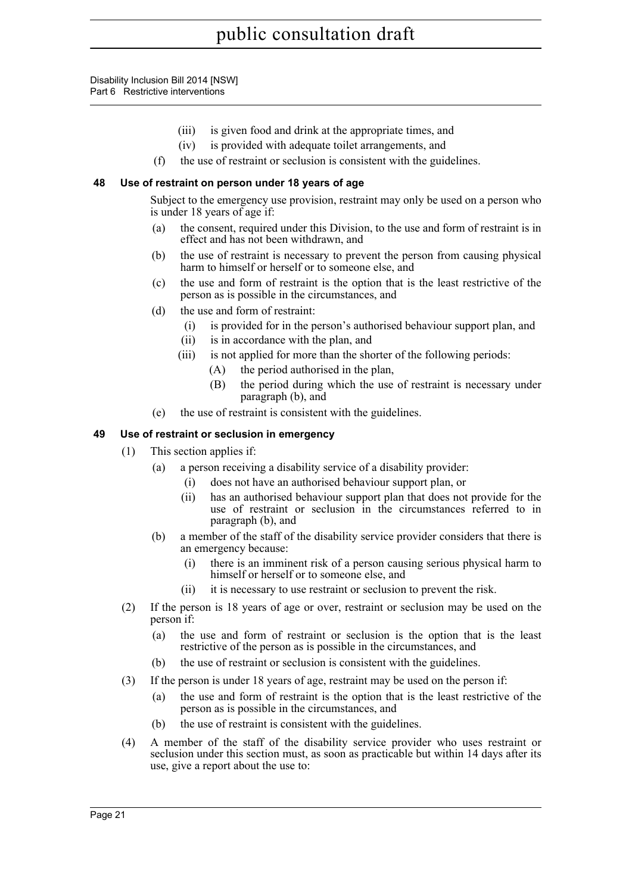(iii) is given food and drink at the appropriate times, and

(iv) is provided with adequate toilet arrangements, and

(f) the use of restraint or seclusion is consistent with the guidelines.

### 48 Use of restraint on person under 18 years of age

Subject to the emergency use provision, restraint may only be used on a person who is under 18 years of age if:

(a) the consent, required under this Division, to the use and form of restraint is in effect and has not been withdrawn, and

(b) the use of restraint is necessary to prevent the person from causing physical harm to himself or herself or to someone else, and

(c) the use and form of restraint is the option that is the least restrictive of the person as is possible in the circumstances, and

(d) the use and form of restraint:

(i) is provided for in the person's authorised behaviour support plan, and

(ii) is in accordance with the plan, and

(iii) is not applied for more than the shorter of the following periods:

(A) the period authorised in the plan,

(B) the period during which the use of restraint is necessary under paragraph (b), and

(e) the use of restraint is consistent with the guidelines.

### 49 Use of restraint or seclusion in emergency

(1) This section applies if:

(a) a person receiving a disability service of a disability provider:

(i) does not have an authorised behaviour support plan, or

(ii) has an authorised behaviour support plan that does not provide for the use of restraint or seclusion in the circumstances referred to in paragraph (b), and

(b) a member of the staff of the disability service provider considers that there is an emergency because:

(i) there is an imminent risk of a person causing serious physical harm to himself or herself or to someone else, and

(ii) it is necessary to use restraint or seclusion to prevent the risk.

(2) If the person is 18 years of age or over, restraint or seclusion may be used on the person if:

(a) the use and form of restraint or seclusion is the option that is the least restrictive of the person as is possible in the circumstances, and

(b) the use of restraint or seclusion is consistent with the guidelines.

(3) If the person is under 18 years of age, restraint may be used on the person if:

(a) the use and form of restraint is the option that is the least restrictive of the person as is possible in the circumstances, and

(b) the use of restraint is consistent with the guidelines.

(4) A member of the staff of the disability service provider who uses restraint or seclusion under this section must, as soon as practicable but within 14 days after its use, give a report about the use to: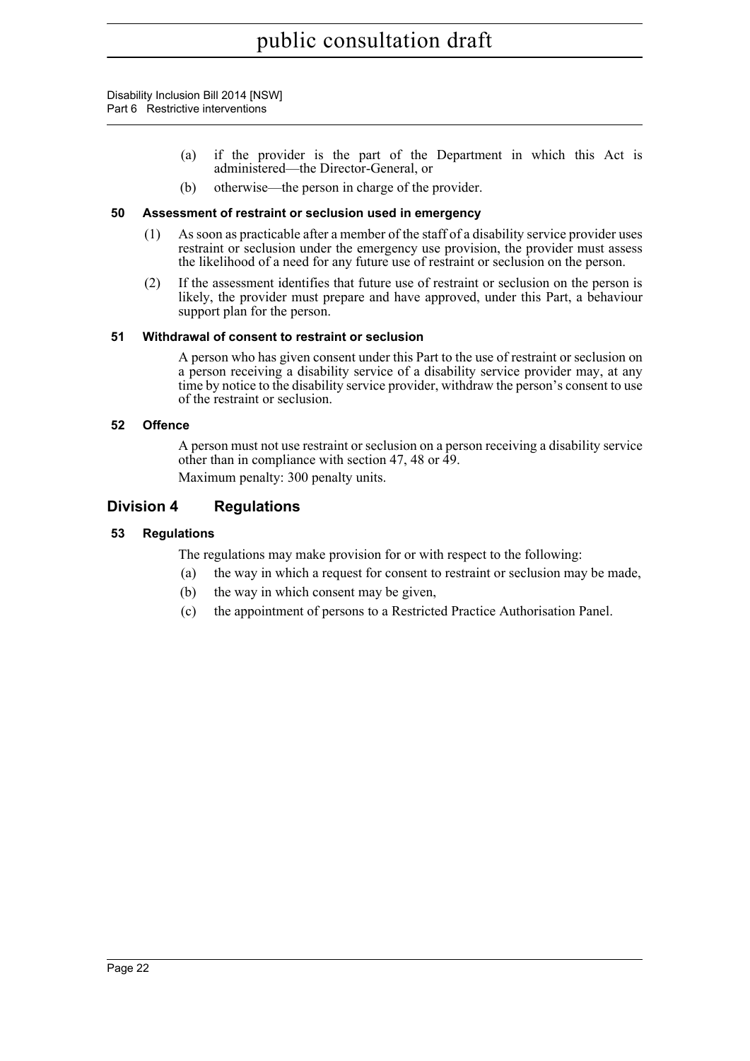(a) if the provider is the part of the Department in which this Act is administered—the Director-General, or

(b) otherwise—the person in charge of the provider.

#### 50 Assessment of restraint or seclusion used in emergency

(1) As soon as practicable after a member of the staff of a disability service provider uses restraint or seclusion under the emergency use provision, the provider must assess the likelihood of a need for any future use of restraint or seclusion on the person.

(2) If the assessment identifies that future use of restraint or seclusion on the person is likely, the provider must prepare and have approved, under this Part, a behaviour support plan for the person.

#### 51 Withdrawal of consent to restraint or seclusion

A person who has given consent under this Part to the use of restraint or seclusion on a person receiving a disability service of a disability service provider may, at any time by notice to the disability service provider, withdraw the person's consent to use of the restraint or seclusion.

#### 52 Offence

A person must not use restraint or seclusion on a person receiving a disability service other than in compliance with section 47, 48 or 49.

Maximum penalty: 300 penalty units.

## Division 4 Regulations

#### 53 Regulations

The regulations may make provision for or with respect to the following:

(a) the way in which a request for consent to restraint or seclusion may be made,

(b) the way in which consent may be given,

(c) the appointment of persons to a Restricted Practice Authorisation Panel.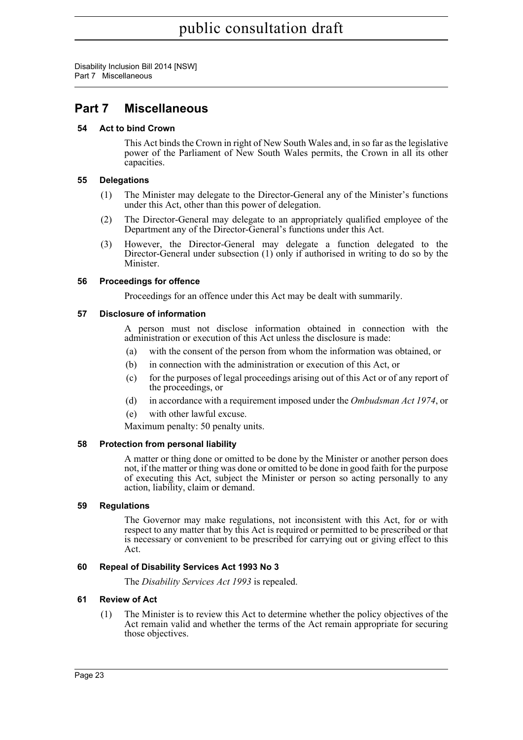## Part 7 Miscellaneous

### 54 Act to bind Crown

This Act binds the Crown in right of New South Wales and, in so far as the legislative power of the Parliament of New South Wales permits, the Crown in all its other capacities.

### 55 Delegations

(1) The Minister may delegate to the Director-General any of the Minister's functions under this Act, other than this power of delegation.

(2) The Director-General may delegate to an appropriately qualified employee of the Department any of the Director-General's functions under this Act.

(3) However, the Director-General may delegate a function delegated to the Director-General under subsection (1) only if authorised in writing to do so by the Minister.

### 56 Proceedings for offence

Proceedings for an offence under this Act may be dealt with summarily.

### 57 Disclosure of information

A person must not disclose information obtained in connection with the administration or execution of this Act unless the disclosure is made:

(a) with the consent of the person from whom the information was obtained, or

(b) in connection with the administration or execution of this Act, or

(c) for the purposes of legal proceedings arising out of this Act or of any report of the proceedings, or

(d) in accordance with a requirement imposed under the *Ombudsman Act 1974*, or

(e) with other lawful excuse.

Maximum penalty: 50 penalty units.

### 58 Protection from personal liability

A matter or thing done or omitted to be done by the Minister or another person does not, if the matter or thing was done or omitted to be done in good faith for the purpose of executing this Act, subject the Minister or person so acting personally to any action, liability, claim or demand.

### 59 Regulations

The Governor may make regulations, not inconsistent with this Act, for or with respect to any matter that by this Act is required or permitted to be prescribed or that is necessary or convenient to be prescribed for carrying out or giving effect to this Act.

### 60 Repeal of Disability Services Act 1993 No 3

The *Disability Services Act 1993* is repealed.

### 61 Review of Act

(1) The Minister is to review this Act to determine whether the policy objectives of the Act remain valid and whether the terms of the Act remain appropriate for securing those objectives.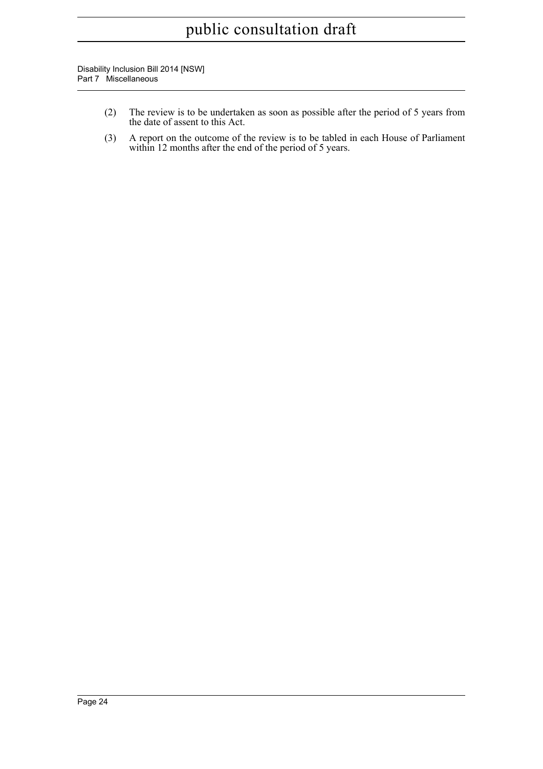(2) The review is to be undertaken as soon as possible after the period of 5 years from the date of assent to this Act.

(3) A report on the outcome of the review is to be tabled in each House of Parliament within 12 months after the end of the period of 5 years.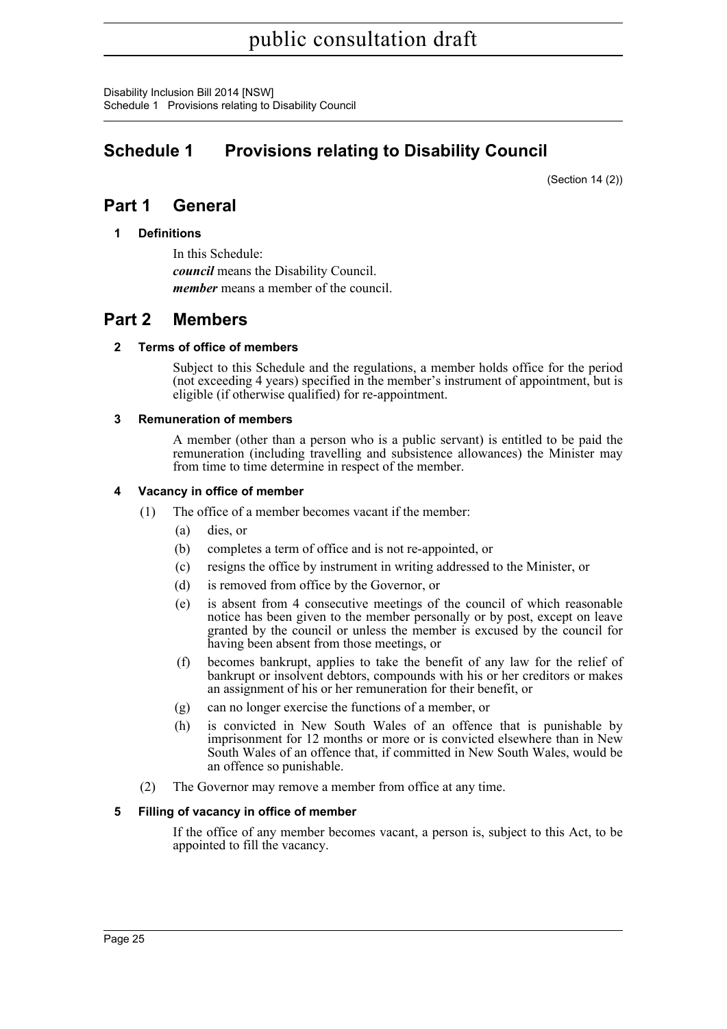# Schedule 1 Provisions relating to Disability Council

(Section 14 (2))

## Part 1 General

### 1 Definitions

In this Schedule:

***council*** means the Disability Council.

***member*** means a member of the council.

## Part 2 Members

### 2 Terms of office of members

Subject to this Schedule and the regulations, a member holds office for the period (not exceeding 4 years) specified in the member's instrument of appointment, but is eligible (if otherwise qualified) for re-appointment.

### 3 Remuneration of members

A member (other than a person who is a public servant) is entitled to be paid the remuneration (including travelling and subsistence allowances) the Minister may from time to time determine in respect of the member.

### 4 Vacancy in office of member

(1) The office of a member becomes vacant if the member:

(a) dies, or

(b) completes a term of office and is not re-appointed, or

(c) resigns the office by instrument in writing addressed to the Minister, or

(d) is removed from office by the Governor, or

(e) is absent from 4 consecutive meetings of the council of which reasonable notice has been given to the member personally or by post, except on leave granted by the council or unless the member is excused by the council for having been absent from those meetings, or

(f) becomes bankrupt, applies to take the benefit of any law for the relief of bankrupt or insolvent debtors, compounds with his or her creditors or makes an assignment of his or her remuneration for their benefit, or

(g) can no longer exercise the functions of a member, or

(h) is convicted in New South Wales of an offence that is punishable by imprisonment for 12 months or more or is convicted elsewhere than in New South Wales of an offence that, if committed in New South Wales, would be an offence so punishable.

(2) The Governor may remove a member from office at any time.

### 5 Filling of vacancy in office of member

If the office of any member becomes vacant, a person is, subject to this Act, to be appointed to fill the vacancy.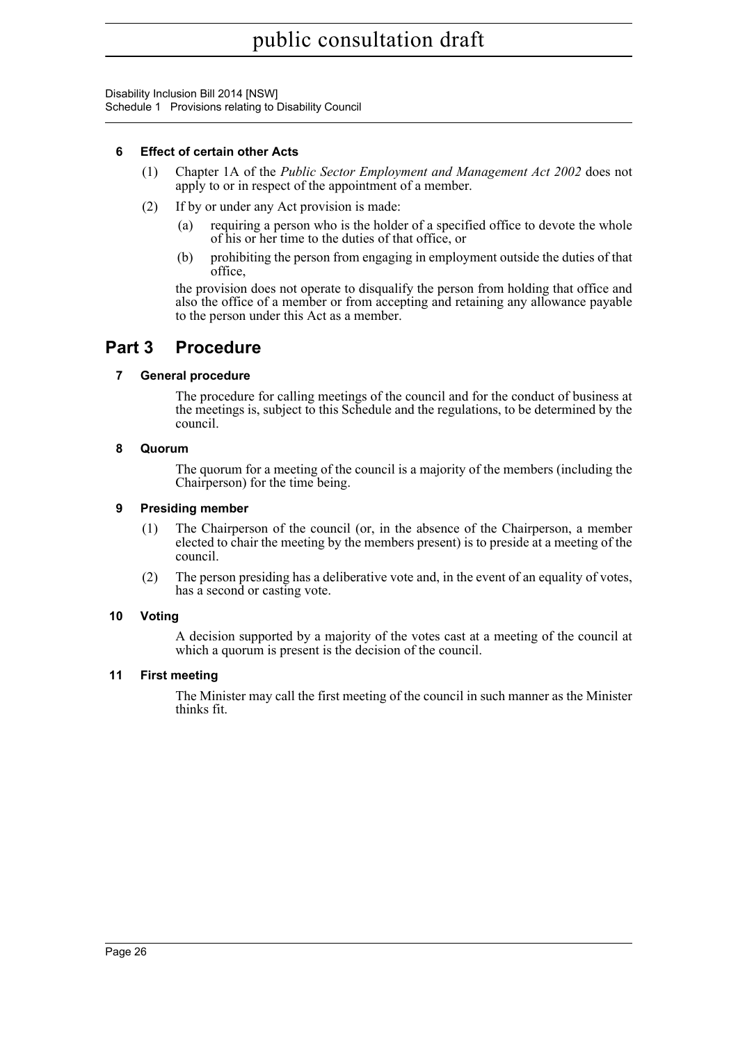#### 6 Effect of certain other Acts

(1) Chapter 1A of the *Public Sector Employment and Management Act 2002* does not apply to or in respect of the appointment of a member.

(2) If by or under any Act provision is made:

- (a) requiring a person who is the holder of a specified office to devote the whole of his or her time to the duties of that office, or
- (b) prohibiting the person from engaging in employment outside the duties of that office,

the provision does not operate to disqualify the person from holding that office and also the office of a member or from accepting and retaining any allowance payable to the person under this Act as a member.

## Part 3 Procedure

#### 7 General procedure

The procedure for calling meetings of the council and for the conduct of business at the meetings is, subject to this Schedule and the regulations, to be determined by the council.

#### 8 Quorum

The quorum for a meeting of the council is a majority of the members (including the Chairperson) for the time being.

#### 9 Presiding member

(1) The Chairperson of the council (or, in the absence of the Chairperson, a member elected to chair the meeting by the members present) is to preside at a meeting of the council.

(2) The person presiding has a deliberative vote and, in the event of an equality of votes, has a second or casting vote.

#### 10 Voting

A decision supported by a majority of the votes cast at a meeting of the council at which a quorum is present is the decision of the council.

#### 11 First meeting

The Minister may call the first meeting of the council in such manner as the Minister thinks fit.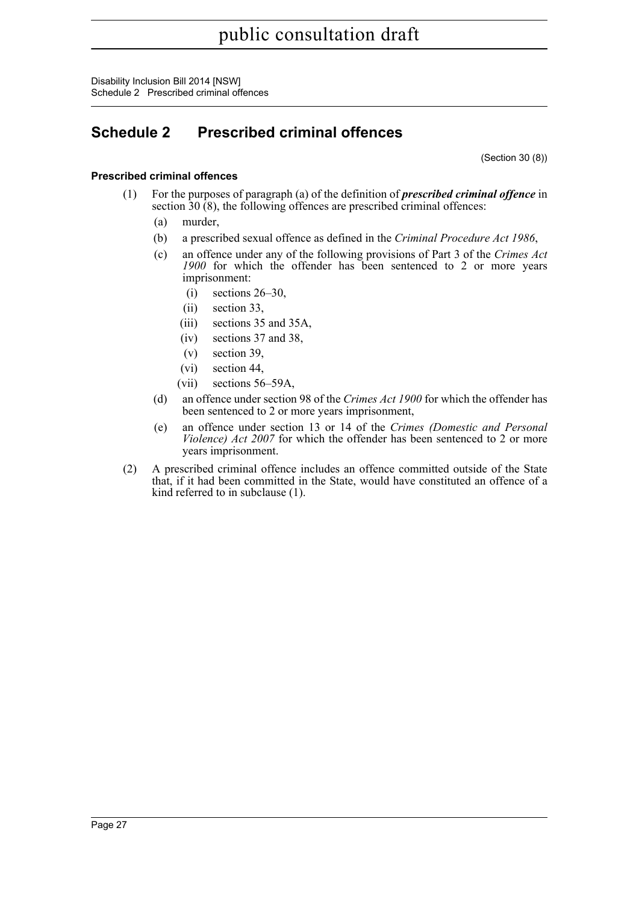# Schedule 2 Prescribed criminal offences

(Section 30 (8))

### Prescribed criminal offences

(1) For the purposes of paragraph (a) of the definition of ***prescribed criminal offence*** in section 30 (8), the following offences are prescribed criminal offences:

- (a) murder,
- (b) a prescribed sexual offence as defined in the *Criminal Procedure Act 1986*,
- (c) an offence under any of the following provisions of Part 3 of the *Crimes Act 1900* for which the offender has been sentenced to 2 or more years imprisonment:
  - (i) sections 26–30,
  - (ii) section 33,
  - (iii) sections 35 and 35A,
  - (iv) sections 37 and 38,
  - (v) section 39,
  - (vi) section 44,
  - (vii) sections 56–59A,
- (d) an offence under section 98 of the *Crimes Act 1900* for which the offender has been sentenced to 2 or more years imprisonment,
- (e) an offence under section 13 or 14 of the *Crimes (Domestic and Personal Violence) Act 2007* for which the offender has been sentenced to 2 or more years imprisonment.

(2) A prescribed criminal offence includes an offence committed outside of the State that, if it had been committed in the State, would have constituted an offence of a kind referred to in subclause (1).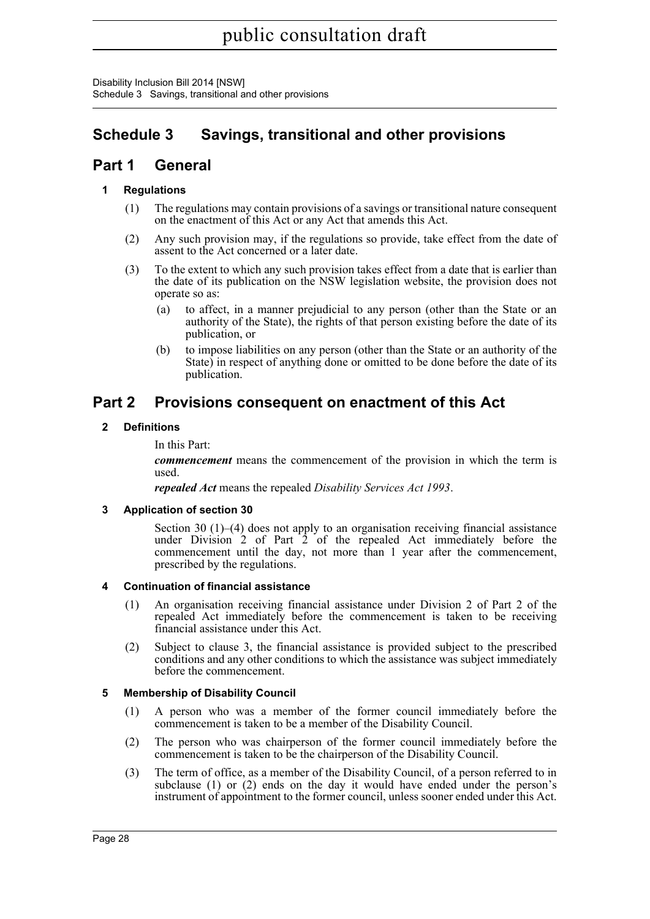# Schedule 3 Savings, transitional and other provisions

## Part 1 General

### 1 Regulations

(1) The regulations may contain provisions of a savings or transitional nature consequent on the enactment of this Act or any Act that amends this Act.

(2) Any such provision may, if the regulations so provide, take effect from the date of assent to the Act concerned or a later date.

(3) To the extent to which any such provision takes effect from a date that is earlier than the date of its publication on the NSW legislation website, the provision does not operate so as:

- (a) to affect, in a manner prejudicial to any person (other than the State or an authority of the State), the rights of that person existing before the date of its publication, or
- (b) to impose liabilities on any person (other than the State or an authority of the State) in respect of anything done or omitted to be done before the date of its publication.

## Part 2 Provisions consequent on enactment of this Act

### 2 Definitions

In this Part:

***commencement*** means the commencement of the provision in which the term is used.

***repealed Act*** means the repealed *Disability Services Act 1993*.

### 3 Application of section 30

Section 30 (1)–(4) does not apply to an organisation receiving financial assistance under Division 2 of Part 2 of the repealed Act immediately before the commencement until the day, not more than 1 year after the commencement, prescribed by the regulations.

### 4 Continuation of financial assistance

(1) An organisation receiving financial assistance under Division 2 of Part 2 of the repealed Act immediately before the commencement is taken to be receiving financial assistance under this Act.

(2) Subject to clause 3, the financial assistance is provided subject to the prescribed conditions and any other conditions to which the assistance was subject immediately before the commencement.

### 5 Membership of Disability Council

(1) A person who was a member of the former council immediately before the commencement is taken to be a member of the Disability Council.

(2) The person who was chairperson of the former council immediately before the commencement is taken to be the chairperson of the Disability Council.

(3) The term of office, as a member of the Disability Council, of a person referred to in subclause (1) or (2) ends on the day it would have ended under the person's instrument of appointment to the former council, unless sooner ended under this Act.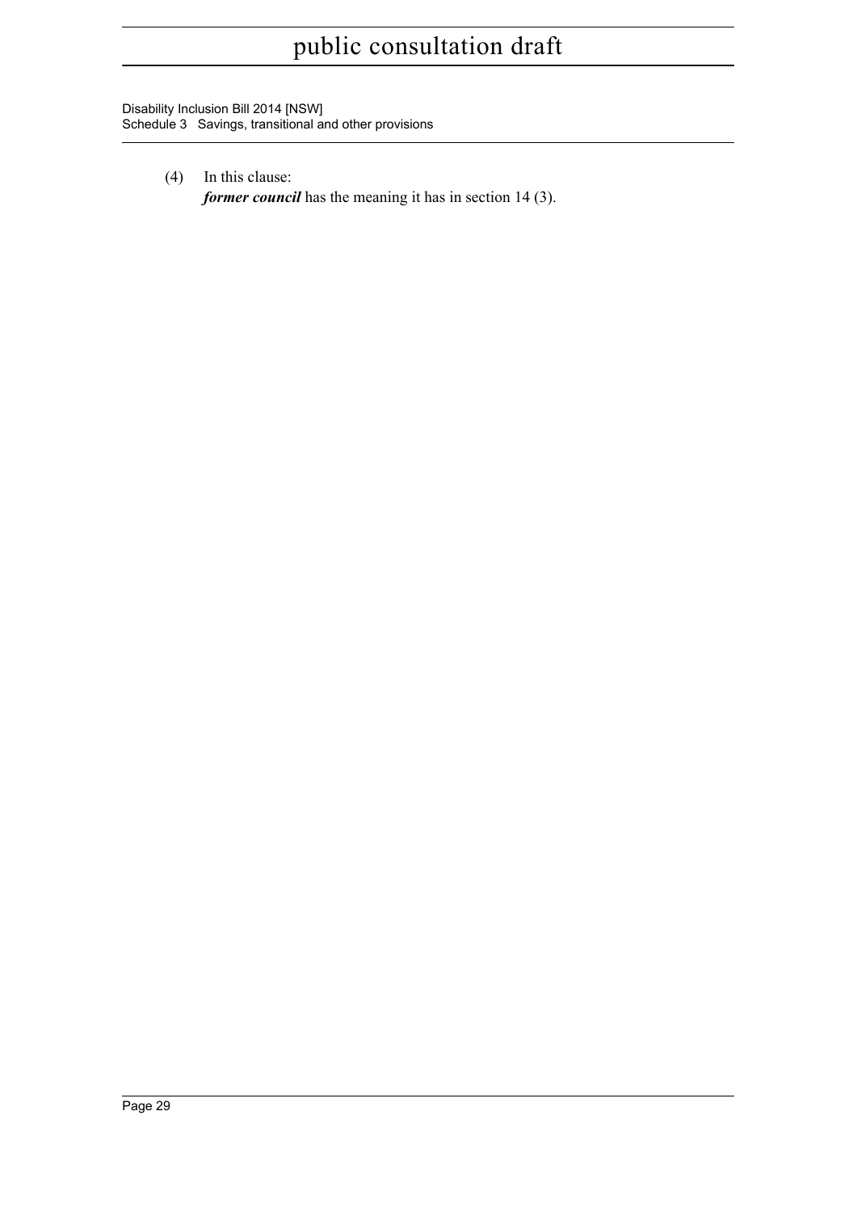(4) In this clause:

***former council*** has the meaning it has in section 14 (3).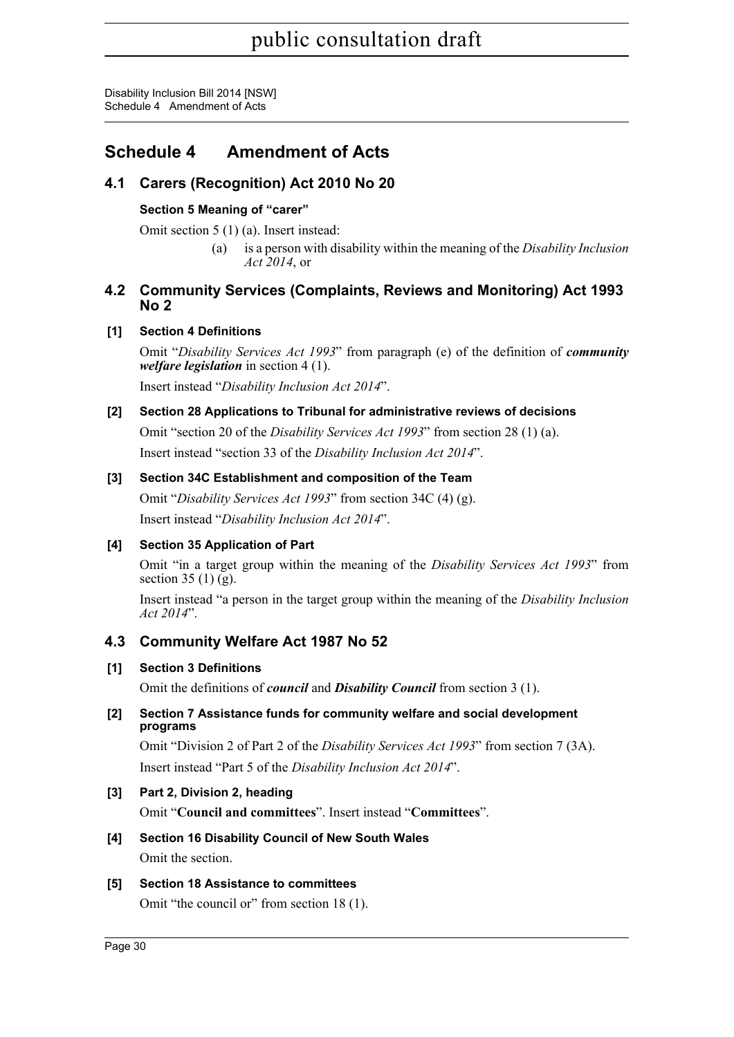# Schedule 4 Amendment of Acts

## 4.1 Carers (Recognition) Act 2010 No 20

### Section 5 Meaning of "carer"

Omit section 5 (1) (a). Insert instead:

> (a) is a person with disability within the meaning of the *Disability Inclusion Act 2014*, or

## 4.2 Community Services (Complaints, Reviews and Monitoring) Act 1993 No 2

### [1] Section 4 Definitions

Omit "*Disability Services Act 1993*" from paragraph (e) of the definition of ***community welfare legislation*** in section 4 (1).

Insert instead "*Disability Inclusion Act 2014*".

### [2] Section 28 Applications to Tribunal for administrative reviews of decisions

Omit "section 20 of the *Disability Services Act 1993*" from section 28 (1) (a).

Insert instead "section 33 of the *Disability Inclusion Act 2014*".

### [3] Section 34C Establishment and composition of the Team

Omit "*Disability Services Act 1993*" from section 34C (4) (g).

Insert instead "*Disability Inclusion Act 2014*".

### [4] Section 35 Application of Part

Omit "in a target group within the meaning of the *Disability Services Act 1993*" from section 35 (1) (g).

Insert instead "a person in the target group within the meaning of the *Disability Inclusion Act 2014*".

## 4.3 Community Welfare Act 1987 No 52

### [1] Section 3 Definitions

Omit the definitions of ***council*** and ***Disability Council*** from section 3 (1).

### [2] Section 7 Assistance funds for community welfare and social development programs

Omit "Division 2 of Part 2 of the *Disability Services Act 1993*" from section 7 (3A).

Insert instead "Part 5 of the *Disability Inclusion Act 2014*".

### [3] Part 2, Division 2, heading

Omit "**Council and committees**". Insert instead "**Committees**".

### [4] Section 16 Disability Council of New South Wales

Omit the section.

### [5] Section 18 Assistance to committees

Omit "the council or" from section 18 (1).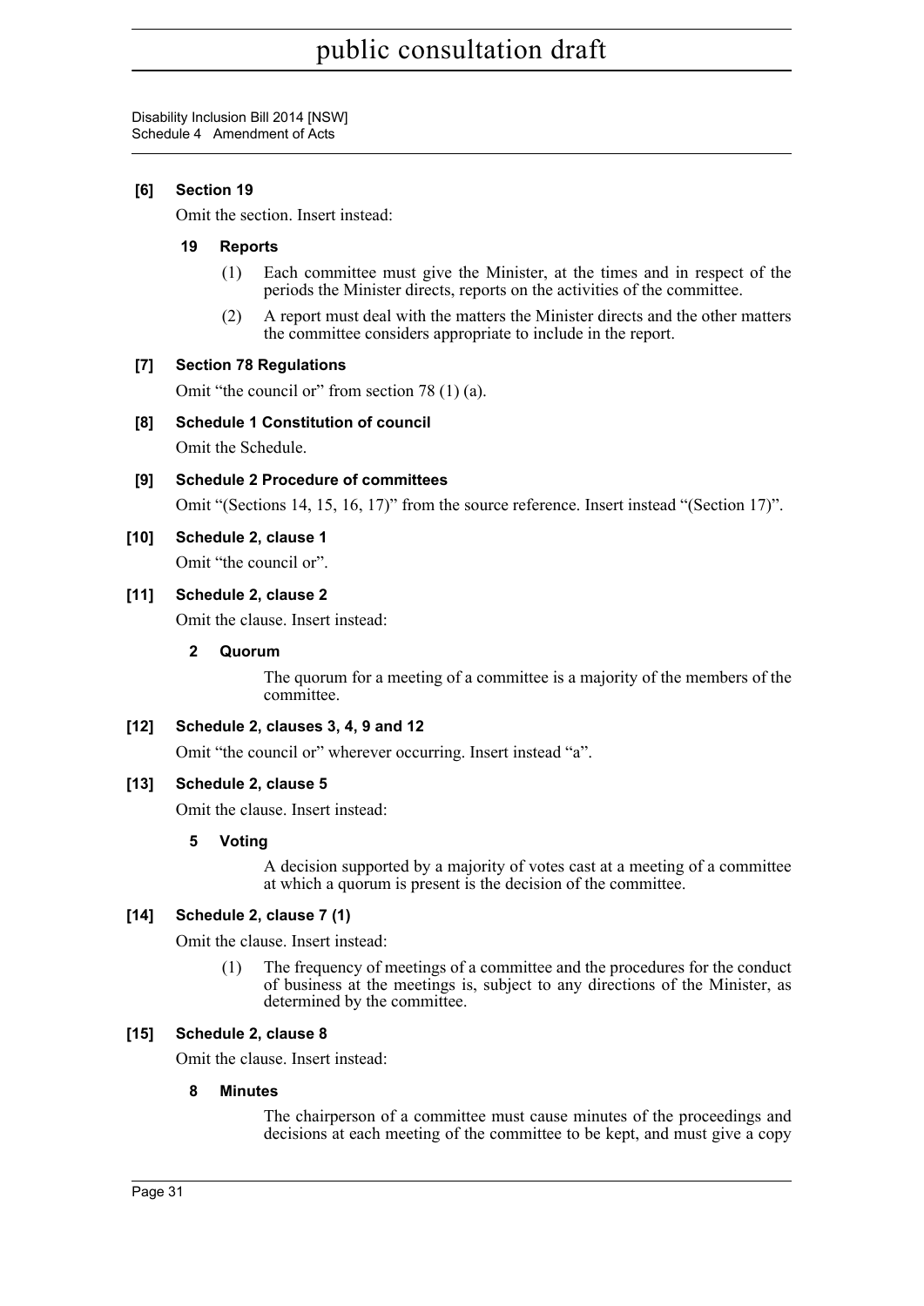**[6] Section 19**

Omit the section. Insert instead:

**19 Reports**

(1) Each committee must give the Minister, at the times and in respect of the periods the Minister directs, reports on the activities of the committee.

(2) A report must deal with the matters the Minister directs and the other matters the committee considers appropriate to include in the report.

**[7] Section 78 Regulations**

Omit "the council or" from section 78 (1) (a).

**[8] Schedule 1 Constitution of council**

Omit the Schedule.

**[9] Schedule 2 Procedure of committees**

Omit "(Sections 14, 15, 16, 17)" from the source reference. Insert instead "(Section 17)".

**[10] Schedule 2, clause 1**

Omit "the council or".

**[11] Schedule 2, clause 2**

Omit the clause. Insert instead:

**2 Quorum**

The quorum for a meeting of a committee is a majority of the members of the committee.

**[12] Schedule 2, clauses 3, 4, 9 and 12**

Omit "the council or" wherever occurring. Insert instead "a".

**[13] Schedule 2, clause 5**

Omit the clause. Insert instead:

**5 Voting**

A decision supported by a majority of votes cast at a meeting of a committee at which a quorum is present is the decision of the committee.

**[14] Schedule 2, clause 7 (1)**

Omit the clause. Insert instead:

(1) The frequency of meetings of a committee and the procedures for the conduct of business at the meetings is, subject to any directions of the Minister, as determined by the committee.

**[15] Schedule 2, clause 8**

Omit the clause. Insert instead:

**8 Minutes**

The chairperson of a committee must cause minutes of the proceedings and decisions at each meeting of the committee to be kept, and must give a copy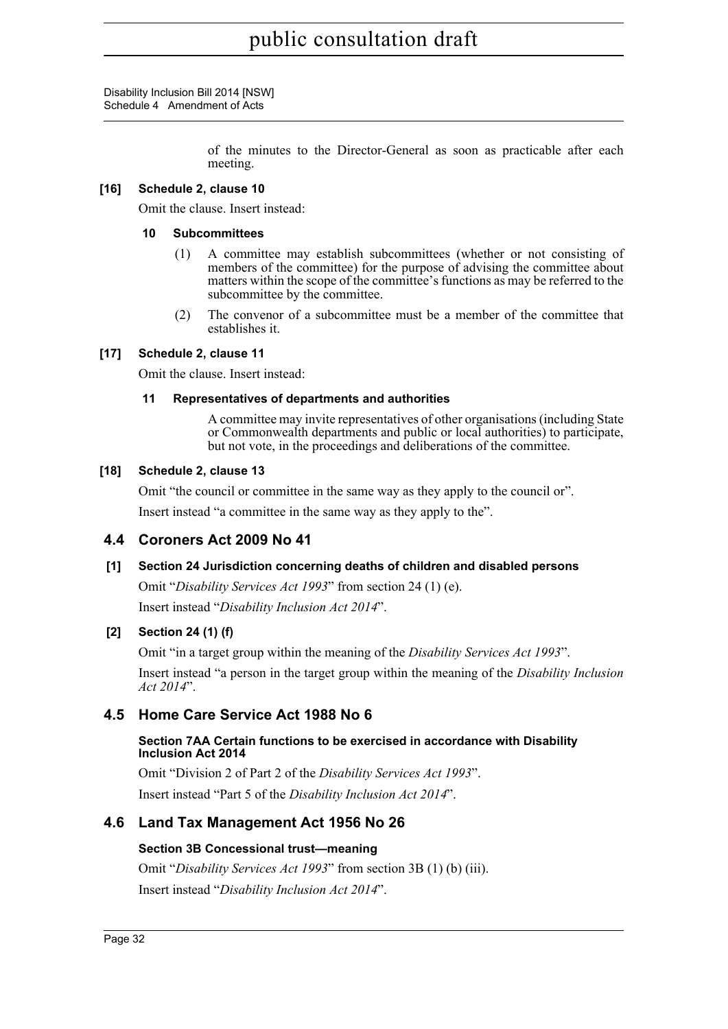of the minutes to the Director-General as soon as practicable after each meeting.

**[16] Schedule 2, clause 10**

Omit the clause. Insert instead:

**10 Subcommittees**

(1) A committee may establish subcommittees (whether or not consisting of members of the committee) for the purpose of advising the committee about matters within the scope of the committee's functions as may be referred to the subcommittee by the committee.

(2) The convenor of a subcommittee must be a member of the committee that establishes it.

**[17] Schedule 2, clause 11**

Omit the clause. Insert instead:

**11 Representatives of departments and authorities**

A committee may invite representatives of other organisations (including State or Commonwealth departments and public or local authorities) to participate, but not vote, in the proceedings and deliberations of the committee.

**[18] Schedule 2, clause 13**

Omit "the council or committee in the same way as they apply to the council or".

Insert instead "a committee in the same way as they apply to the".

## 4.4 Coroners Act 2009 No 41

**[1] Section 24 Jurisdiction concerning deaths of children and disabled persons**

Omit "*Disability Services Act 1993*" from section 24 (1) (e).

Insert instead "*Disability Inclusion Act 2014*".

**[2] Section 24 (1) (f)**

Omit "in a target group within the meaning of the *Disability Services Act 1993*".

Insert instead "a person in the target group within the meaning of the *Disability Inclusion Act 2014*".

## 4.5 Home Care Service Act 1988 No 6

**Section 7AA Certain functions to be exercised in accordance with Disability Inclusion Act 2014**

Omit "Division 2 of Part 2 of the *Disability Services Act 1993*".

Insert instead "Part 5 of the *Disability Inclusion Act 2014*".

## 4.6 Land Tax Management Act 1956 No 26

**Section 3B Concessional trust—meaning**

Omit "*Disability Services Act 1993*" from section 3B (1) (b) (iii).

Insert instead "*Disability Inclusion Act 2014*".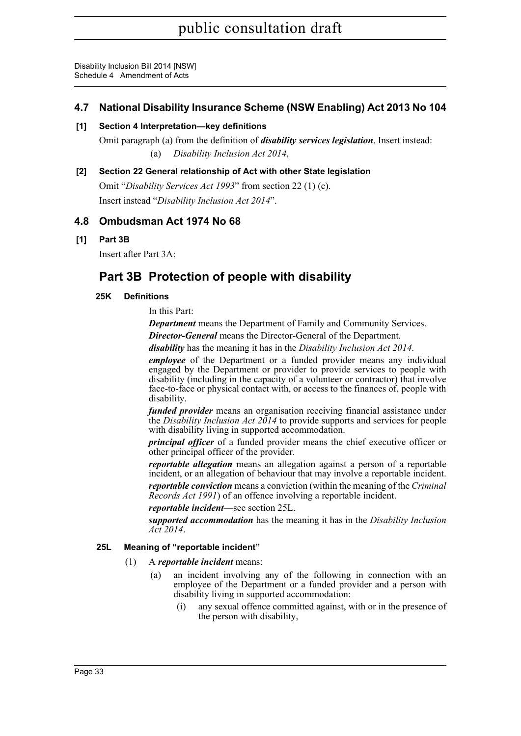## 4.7 National Disability Insurance Scheme (NSW Enabling) Act 2013 No 104

**[1] Section 4 Interpretation—key definitions**

Omit paragraph (a) from the definition of ***disability services legislation***. Insert instead:

(a) *Disability Inclusion Act 2014*,

**[2] Section 22 General relationship of Act with other State legislation**

Omit "*Disability Services Act 1993*" from section 22 (1) (c).

Insert instead "*Disability Inclusion Act 2014*".

## 4.8 Ombudsman Act 1974 No 68

**[1] Part 3B**

Insert after Part 3A:

# Part 3B Protection of people with disability

### 25K Definitions

In this Part:

***Department*** means the Department of Family and Community Services.

***Director-General*** means the Director-General of the Department.

***disability*** has the meaning it has in the *Disability Inclusion Act 2014*.

***employee*** of the Department or a funded provider means any individual engaged by the Department or provider to provide services to people with disability (including in the capacity of a volunteer or contractor) that involve face-to-face or physical contact with, or access to the finances of, people with disability.

***funded provider*** means an organisation receiving financial assistance under the *Disability Inclusion Act 2014* to provide supports and services for people with disability living in supported accommodation.

***principal officer*** of a funded provider means the chief executive officer or other principal officer of the provider.

***reportable allegation*** means an allegation against a person of a reportable incident, or an allegation of behaviour that may involve a reportable incident.

***reportable conviction*** means a conviction (within the meaning of the *Criminal Records Act 1991*) of an offence involving a reportable incident.

***reportable incident***—see section 25L.

***supported accommodation*** has the meaning it has in the *Disability Inclusion Act 2014*.

### 25L Meaning of "reportable incident"

(1) A ***reportable incident*** means:

(a) an incident involving any of the following in connection with an employee of the Department or a funded provider and a person with disability living in supported accommodation:

(i) any sexual offence committed against, with or in the presence of the person with disability,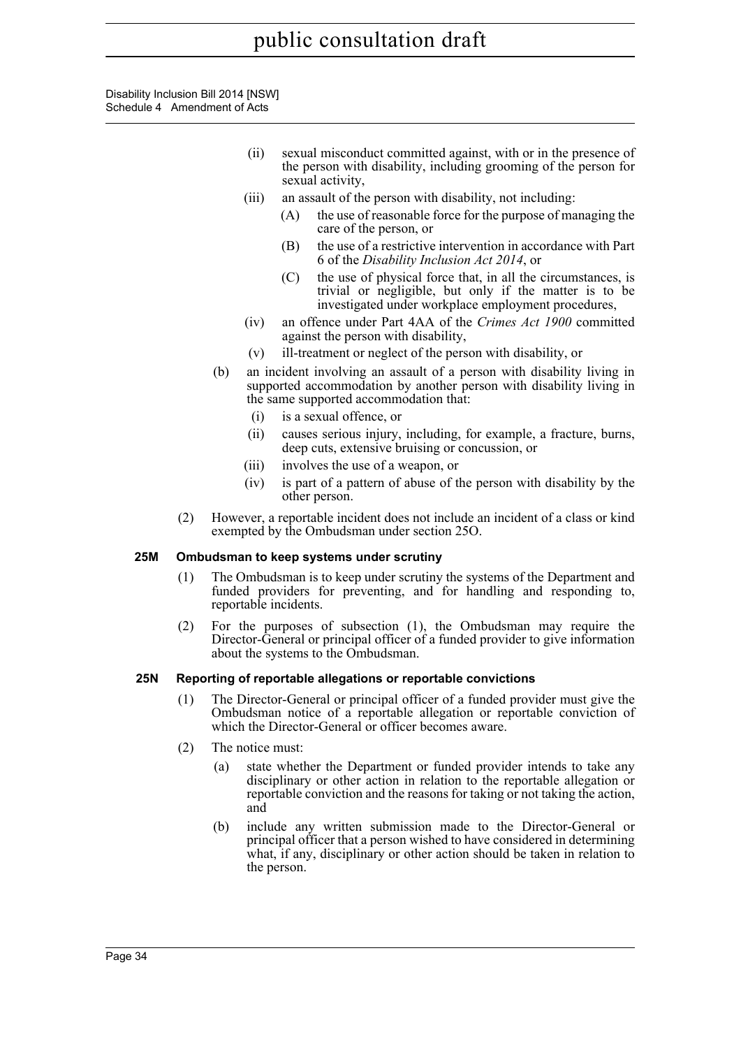(ii) sexual misconduct committed against, with or in the presence of the person with disability, including grooming of the person for sexual activity,

(iii) an assault of the person with disability, not including:

(A) the use of reasonable force for the purpose of managing the care of the person, or

(B) the use of a restrictive intervention in accordance with Part 6 of the *Disability Inclusion Act 2014*, or

(C) the use of physical force that, in all the circumstances, is trivial or negligible, but only if the matter is to be investigated under workplace employment procedures,

(iv) an offence under Part 4AA of the *Crimes Act 1900* committed against the person with disability,

(v) ill-treatment or neglect of the person with disability, or

(b) an incident involving an assault of a person with disability living in supported accommodation by another person with disability living in the same supported accommodation that:

(i) is a sexual offence, or

(ii) causes serious injury, including, for example, a fracture, burns, deep cuts, extensive bruising or concussion, or

(iii) involves the use of a weapon, or

(iv) is part of a pattern of abuse of the person with disability by the other person.

(2) However, a reportable incident does not include an incident of a class or kind exempted by the Ombudsman under section 25O.

**25M Ombudsman to keep systems under scrutiny**

(1) The Ombudsman is to keep under scrutiny the systems of the Department and funded providers for preventing, and for handling and responding to, reportable incidents.

(2) For the purposes of subsection (1), the Ombudsman may require the Director-General or principal officer of a funded provider to give information about the systems to the Ombudsman.

**25N Reporting of reportable allegations or reportable convictions**

(1) The Director-General or principal officer of a funded provider must give the Ombudsman notice of a reportable allegation or reportable conviction of which the Director-General or officer becomes aware.

(2) The notice must:

(a) state whether the Department or funded provider intends to take any disciplinary or other action in relation to the reportable allegation or reportable conviction and the reasons for taking or not taking the action, and

(b) include any written submission made to the Director-General or principal officer that a person wished to have considered in determining what, if any, disciplinary or other action should be taken in relation to the person.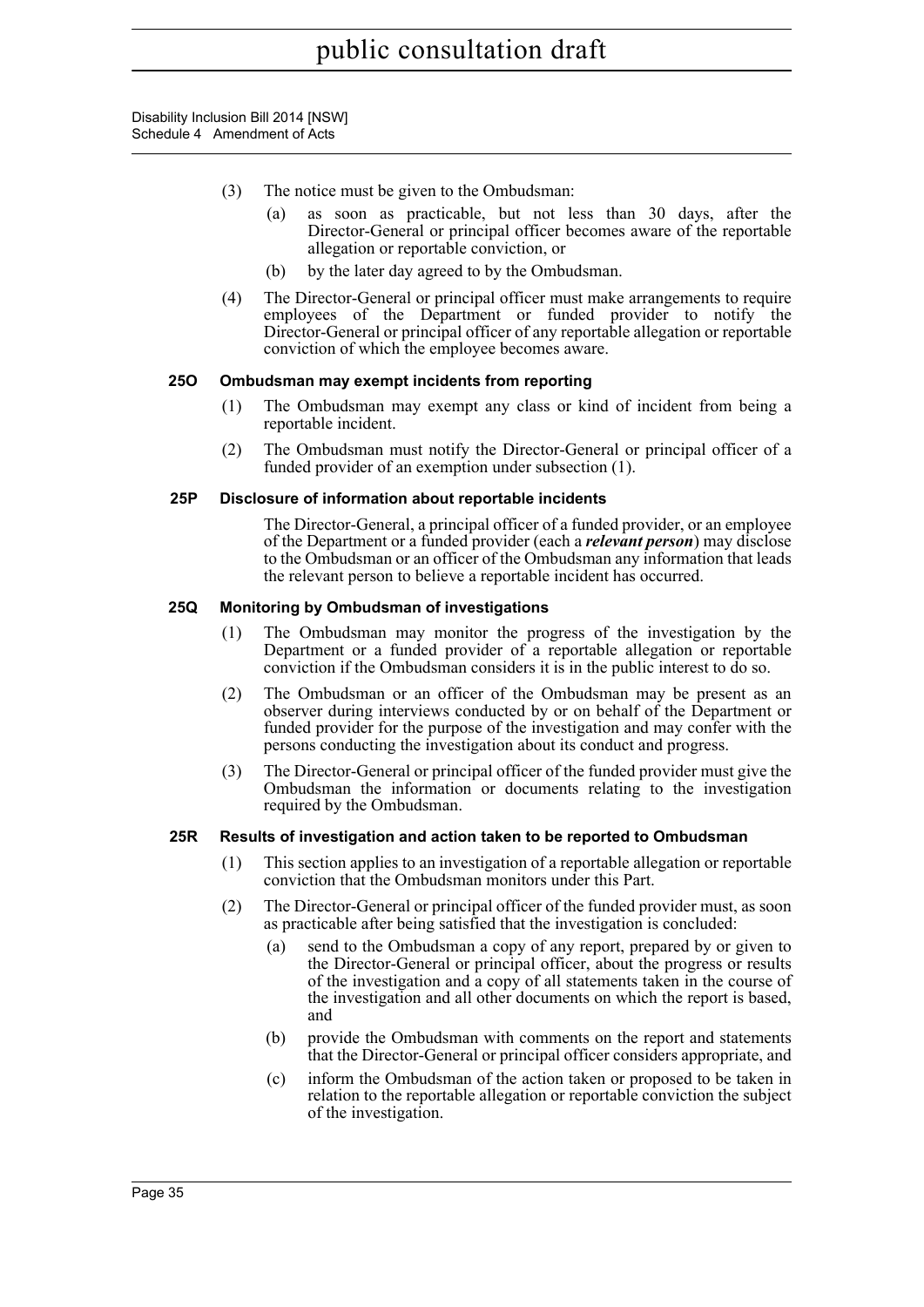(3) The notice must be given to the Ombudsman:

(a) as soon as practicable, but not less than 30 days, after the Director-General or principal officer becomes aware of the reportable allegation or reportable conviction, or

(b) by the later day agreed to by the Ombudsman.

(4) The Director-General or principal officer must make arrangements to require employees of the Department or funded provider to notify the Director-General or principal officer of any reportable allegation or reportable conviction of which the employee becomes aware.

**25O Ombudsman may exempt incidents from reporting**

(1) The Ombudsman may exempt any class or kind of incident from being a reportable incident.

(2) The Ombudsman must notify the Director-General or principal officer of a funded provider of an exemption under subsection (1).

**25P Disclosure of information about reportable incidents**

The Director-General, a principal officer of a funded provider, or an employee of the Department or a funded provider (each a ***relevant person***) may disclose to the Ombudsman or an officer of the Ombudsman any information that leads the relevant person to believe a reportable incident has occurred.

**25Q Monitoring by Ombudsman of investigations**

(1) The Ombudsman may monitor the progress of the investigation by the Department or a funded provider of a reportable allegation or reportable conviction if the Ombudsman considers it is in the public interest to do so.

(2) The Ombudsman or an officer of the Ombudsman may be present as an observer during interviews conducted by or on behalf of the Department or funded provider for the purpose of the investigation and may confer with the persons conducting the investigation about its conduct and progress.

(3) The Director-General or principal officer of the funded provider must give the Ombudsman the information or documents relating to the investigation required by the Ombudsman.

**25R Results of investigation and action taken to be reported to Ombudsman**

(1) This section applies to an investigation of a reportable allegation or reportable conviction that the Ombudsman monitors under this Part.

(2) The Director-General or principal officer of the funded provider must, as soon as practicable after being satisfied that the investigation is concluded:

(a) send to the Ombudsman a copy of any report, prepared by or given to the Director-General or principal officer, about the progress or results of the investigation and a copy of all statements taken in the course of the investigation and all other documents on which the report is based, and

(b) provide the Ombudsman with comments on the report and statements that the Director-General or principal officer considers appropriate, and

(c) inform the Ombudsman of the action taken or proposed to be taken in relation to the reportable allegation or reportable conviction the subject of the investigation.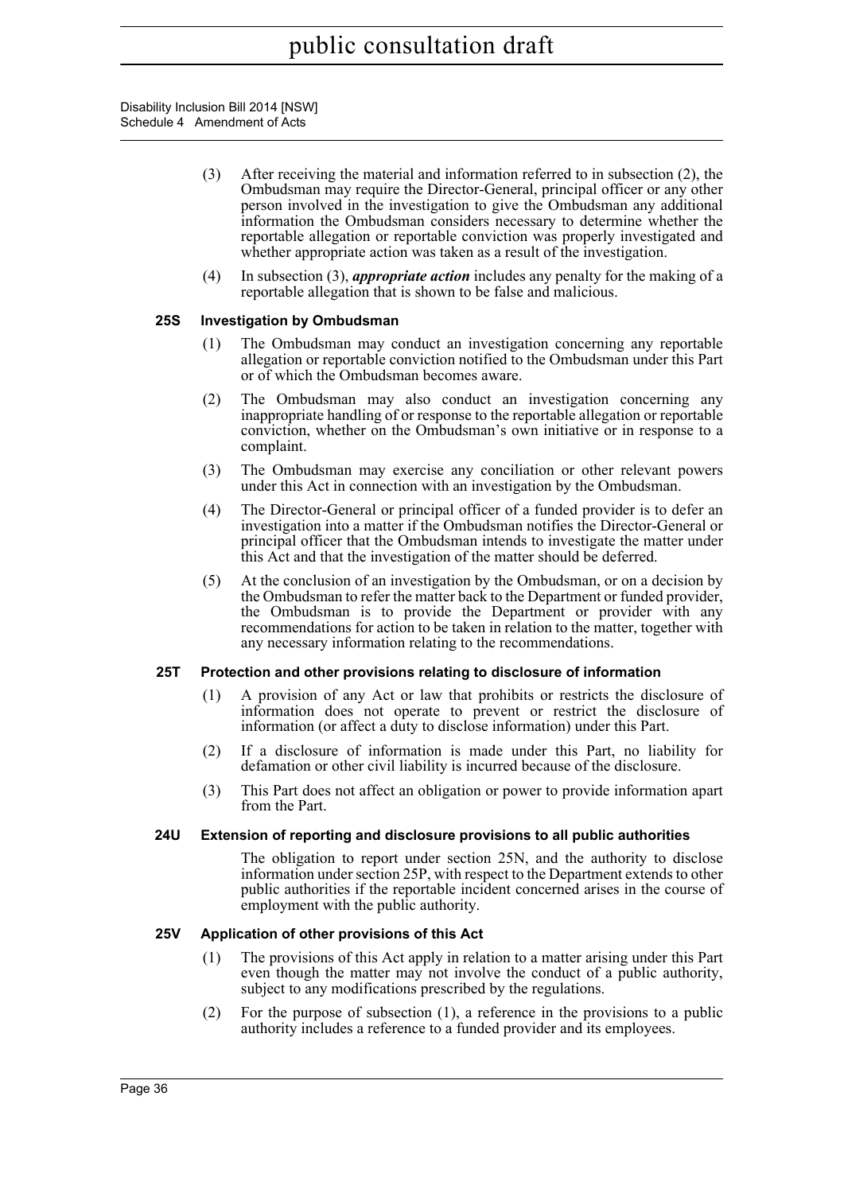(3) After receiving the material and information referred to in subsection (2), the Ombudsman may require the Director-General, principal officer or any other person involved in the investigation to give the Ombudsman any additional information the Ombudsman considers necessary to determine whether the reportable allegation or reportable conviction was properly investigated and whether appropriate action was taken as a result of the investigation.

(4) In subsection (3), ***appropriate action*** includes any penalty for the making of a reportable allegation that is shown to be false and malicious.

### 25S Investigation by Ombudsman

(1) The Ombudsman may conduct an investigation concerning any reportable allegation or reportable conviction notified to the Ombudsman under this Part or of which the Ombudsman becomes aware.

(2) The Ombudsman may also conduct an investigation concerning any inappropriate handling of or response to the reportable allegation or reportable conviction, whether on the Ombudsman's own initiative or in response to a complaint.

(3) The Ombudsman may exercise any conciliation or other relevant powers under this Act in connection with an investigation by the Ombudsman.

(4) The Director-General or principal officer of a funded provider is to defer an investigation into a matter if the Ombudsman notifies the Director-General or principal officer that the Ombudsman intends to investigate the matter under this Act and that the investigation of the matter should be deferred.

(5) At the conclusion of an investigation by the Ombudsman, or on a decision by the Ombudsman to refer the matter back to the Department or funded provider, the Ombudsman is to provide the Department or provider with any recommendations for action to be taken in relation to the matter, together with any necessary information relating to the recommendations.

### 25T Protection and other provisions relating to disclosure of information

(1) A provision of any Act or law that prohibits or restricts the disclosure of information does not operate to prevent or restrict the disclosure of information (or affect a duty to disclose information) under this Part.

(2) If a disclosure of information is made under this Part, no liability for defamation or other civil liability is incurred because of the disclosure.

(3) This Part does not affect an obligation or power to provide information apart from the Part.

### 24U Extension of reporting and disclosure provisions to all public authorities

The obligation to report under section 25N, and the authority to disclose information under section 25P, with respect to the Department extends to other public authorities if the reportable incident concerned arises in the course of employment with the public authority.

### 25V Application of other provisions of this Act

(1) The provisions of this Act apply in relation to a matter arising under this Part even though the matter may not involve the conduct of a public authority, subject to any modifications prescribed by the regulations.

(2) For the purpose of subsection (1), a reference in the provisions to a public authority includes a reference to a funded provider and its employees.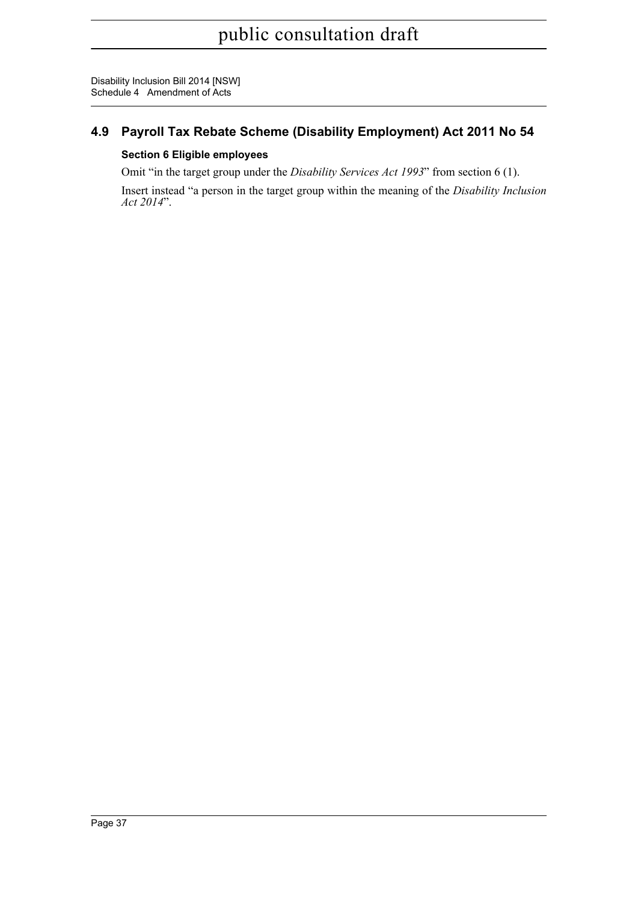## 4.9 Payroll Tax Rebate Scheme (Disability Employment) Act 2011 No 54

### Section 6 Eligible employees

Omit "in the target group under the *Disability Services Act 1993*" from section 6 (1).

Insert instead "a person in the target group within the meaning of the *Disability Inclusion Act 2014*".